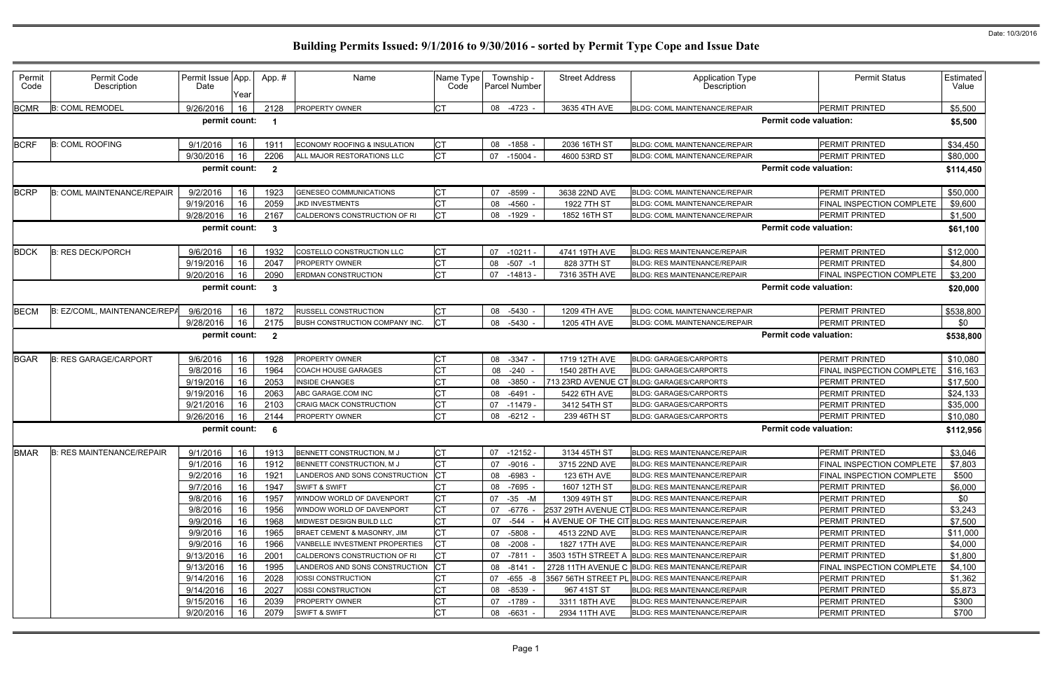Date: 10/3/2016

# Building Permits Issued: 9/1/2016 to 9/30/2016 - sorted by Permit Type Cope and Issue Date

| Permit Code | Permit Code Description | Permit Issue Date | App. Year | App. # | Name | Name Type Code | Township - Parcel Number | Street Address | Application Type Description | Permit Status | Estimated Value |
|---|---|---|---|---|---|---|---|---|---|---|---|
| BCMR | B: COML REMODEL | 9/26/2016 | 16 | 2128 | PROPERTY OWNER | CT | 08 -4723 - | 3635 4TH AVE | BLDG: COML MAINTENANCE/REPAIR | PERMIT PRINTED | $5,500 |
| | | permit count: | | 1 | | | | | | Permit code valuation: | $5,500 |
| BCRF | B: COML ROOFING | 9/1/2016 | 16 | 1911 | ECONOMY ROOFING & INSULATION | CT | 08 -1858 - | 2036 16TH ST | BLDG: COML MAINTENANCE/REPAIR | PERMIT PRINTED | $34,450 |
| | | 9/30/2016 | 16 | 2206 | ALL MAJOR RESTORATIONS LLC | CT | 07 -15004 - | 4600 53RD ST | BLDG: COML MAINTENANCE/REPAIR | PERMIT PRINTED | $80,000 |
| | | permit count: | | 2 | | | | | | Permit code valuation: | $114,450 |
| BCRP | B: COML MAINTENANCE/REPAIR | 9/2/2016 | 16 | 1923 | GENESEO COMMUNICATIONS | CT | 07 -8599 - | 3638 22ND AVE | BLDG: COML MAINTENANCE/REPAIR | PERMIT PRINTED | $50,000 |
| | | 9/19/2016 | 16 | 2059 | JKD INVESTMENTS | CT | 08 -4560 - | 1922 7TH ST | BLDG: COML MAINTENANCE/REPAIR | FINAL INSPECTION COMPLETE | $9,600 |
| | | 9/28/2016 | 16 | 2167 | CALDERON'S CONSTRUCTION OF RI | CT | 08 -1929 - | 1852 16TH ST | BLDG: COML MAINTENANCE/REPAIR | PERMIT PRINTED | $1,500 |
| | | permit count: | | 3 | | | | | | Permit code valuation: | $61,100 |
| BDCK | B: RES DECK/PORCH | 9/6/2016 | 16 | 1932 | COSTELLO CONSTRUCTION LLC | CT | 07 -10211 - | 4741 19TH AVE | BLDG: RES MAINTENANCE/REPAIR | PERMIT PRINTED | $12,000 |
| | | 9/19/2016 | 16 | 2047 | PROPERTY OWNER | CT | 08 -507 -1 | 828 37TH ST | BLDG: RES MAINTENANCE/REPAIR | PERMIT PRINTED | $4,800 |
| | | 9/20/2016 | 16 | 2090 | ERDMAN CONSTRUCTION | CT | 07 -14813 - | 7316 35TH AVE | BLDG: RES MAINTENANCE/REPAIR | FINAL INSPECTION COMPLETE | $3,200 |
| | | permit count: | | 3 | | | | | | Permit code valuation: | $20,000 |
| BECM | B: EZ/COML, MAINTENANCE/REPA | 9/6/2016 | 16 | 1872 | RUSSELL CONSTRUCTION | CT | 08 -5430 - | 1209 4TH AVE | BLDG: COML MAINTENANCE/REPAIR | PERMIT PRINTED | $538,800 |
| | | 9/28/2016 | 16 | 2175 | BUSH CONSTRUCTION COMPANY INC. | CT | 08 -5430 - | 1205 4TH AVE | BLDG: COML MAINTENANCE/REPAIR | PERMIT PRINTED | $0 |
| | | permit count: | | 2 | | | | | | Permit code valuation: | $538,800 |
| BGAR | B: RES GARAGE/CARPORT | 9/6/2016 | 16 | 1928 | PROPERTY OWNER | CT | 08 -3347 - | 1719 12TH AVE | BLDG: GARAGES/CARPORTS | PERMIT PRINTED | $10,080 |
| | | 9/8/2016 | 16 | 1964 | COACH HOUSE GARAGES | CT | 08 -240 - | 1540 28TH AVE | BLDG: GARAGES/CARPORTS | FINAL INSPECTION COMPLETE | $16,163 |
| | | 9/19/2016 | 16 | 2053 | INSIDE CHANGES | CT | 08 -3850 - | 713 23RD AVENUE CT | BLDG: GARAGES/CARPORTS | PERMIT PRINTED | $17,500 |
| | | 9/19/2016 | 16 | 2063 | ABC GARAGE.COM INC | CT | 08 -6491 - | 5422 6TH AVE | BLDG: GARAGES/CARPORTS | PERMIT PRINTED | $24,133 |
| | | 9/21/2016 | 16 | 2103 | CRAIG MACK CONSTRUCTION | CT | 07 -11479 - | 3412 54TH ST | BLDG: GARAGES/CARPORTS | PERMIT PRINTED | $35,000 |
| | | 9/26/2016 | 16 | 2144 | PROPERTY OWNER | CT | 08 -6212 - | 239 46TH ST | BLDG: GARAGES/CARPORTS | PERMIT PRINTED | $10,080 |
| | | permit count: | | 6 | | | | | | Permit code valuation: | $112,956 |
| BMAR | B: RES MAINTENANCE/REPAIR | 9/1/2016 | 16 | 1913 | BENNETT CONSTRUCTION, M J | CT | 07 -12152 - | 3134 45TH ST | BLDG: RES MAINTENANCE/REPAIR | PERMIT PRINTED | $3,046 |
| | | 9/1/2016 | 16 | 1912 | BENNETT CONSTRUCTION, M J | CT | 07 -9016 - | 3715 22ND AVE | BLDG: RES MAINTENANCE/REPAIR | FINAL INSPECTION COMPLETE | $7,803 |
| | | 9/2/2016 | 16 | 1921 | LANDEROS AND SONS CONSTRUCTION | CT | 08 -6983 - | 123 6TH AVE | BLDG: RES MAINTENANCE/REPAIR | FINAL INSPECTION COMPLETE | $500 |
| | | 9/7/2016 | 16 | 1947 | SWIFT & SWIFT | CT | 08 -7695 - | 1607 12TH ST | BLDG: RES MAINTENANCE/REPAIR | PERMIT PRINTED | $6,000 |
| | | 9/8/2016 | 16 | 1957 | WINDOW WORLD OF DAVENPORT | CT | 07 -35 -M | 1309 49TH ST | BLDG: RES MAINTENANCE/REPAIR | PERMIT PRINTED | $0 |
| | | 9/8/2016 | 16 | 1956 | WINDOW WORLD OF DAVENPORT | CT | 07 -6776 - | 2537 29TH AVENUE CT | BLDG: RES MAINTENANCE/REPAIR | PERMIT PRINTED | $3,243 |
| | | 9/9/2016 | 16 | 1968 | MIDWEST DESIGN BUILD LLC | CT | 07 -544 - | 4 AVENUE OF THE CIT | BLDG: RES MAINTENANCE/REPAIR | PERMIT PRINTED | $7,500 |
| | | 9/9/2016 | 16 | 1965 | BRAET CEMENT & MASONRY, JIM | CT | 07 -5808 - | 4513 22ND AVE | BLDG: RES MAINTENANCE/REPAIR | PERMIT PRINTED | $11,000 |
| | | 9/9/2016 | 16 | 1966 | VANBELLE INVESTMENT PROPERTIES | CT | 08 -2008 - | 1827 17TH AVE | BLDG: RES MAINTENANCE/REPAIR | PERMIT PRINTED | $4,000 |
| | | 9/13/2016 | 16 | 2001 | CALDERON'S CONSTRUCTION OF RI | CT | 07 -7811 - | 3503 15TH STREET A | BLDG: RES MAINTENANCE/REPAIR | PERMIT PRINTED | $1,800 |
| | | 9/13/2016 | 16 | 1995 | LANDEROS AND SONS CONSTRUCTION | CT | 08 -8141 - | 2728 11TH AVENUE C | BLDG: RES MAINTENANCE/REPAIR | FINAL INSPECTION COMPLETE | $4,100 |
| | | 9/14/2016 | 16 | 2028 | IOSSI CONSTRUCTION | CT | 07 -655 -8 | 3567 56TH STREET PL | BLDG: RES MAINTENANCE/REPAIR | PERMIT PRINTED | $1,362 |
| | | 9/14/2016 | 16 | 2027 | IOSSI CONSTRUCTION | CT | 08 -8539 - | 967 41ST ST | BLDG: RES MAINTENANCE/REPAIR | PERMIT PRINTED | $5,873 |
| | | 9/15/2016 | 16 | 2039 | PROPERTY OWNER | CT | 07 -1789 - | 3311 18TH AVE | BLDG: RES MAINTENANCE/REPAIR | PERMIT PRINTED | $300 |
| | | 9/20/2016 | 16 | 2079 | SWIFT & SWIFT | CT | 08 -6631 - | 2934 11TH AVE | BLDG: RES MAINTENANCE/REPAIR | PERMIT PRINTED | $700 |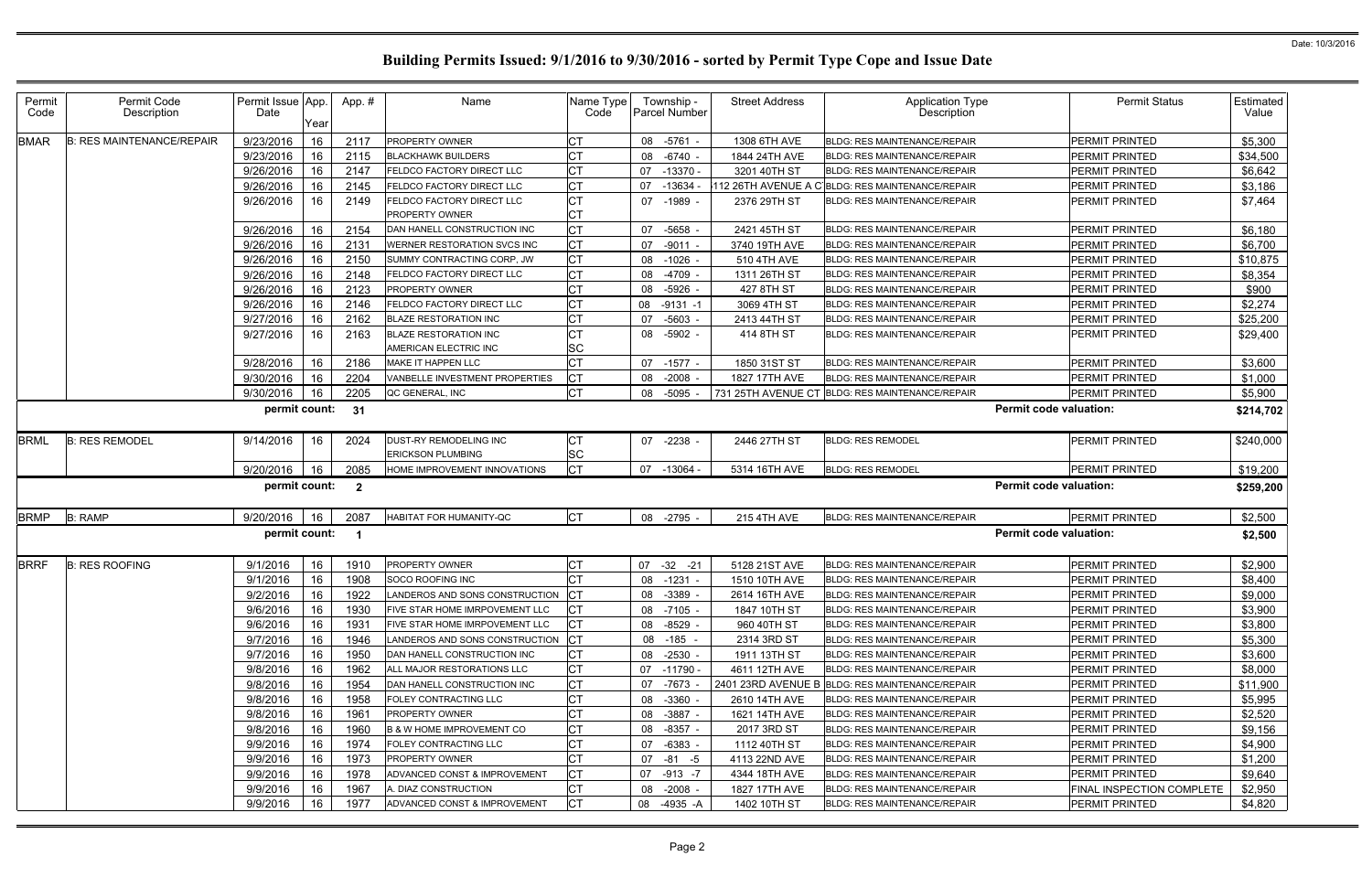# Building Permits Issued: 9/1/2016 to 9/30/2016 - sorted by Permit Type Cope and Issue Date

Date: 10/3/2016

| Permit Code | Permit Code Description | Permit Issue Date | App. Year | App. # | Name | Name Type Code | Township - Parcel Number | Street Address | Application Type Description | Permit Status | Estimated Value |
|---|---|---|---|---|---|---|---|---|---|---|---|
| BMAR | B: RES MAINTENANCE/REPAIR | 9/23/2016 | 16 | 2117 | PROPERTY OWNER | CT | 08 -5761 - | 1308 6TH AVE | BLDG: RES MAINTENANCE/REPAIR | PERMIT PRINTED | $5,300 |
| | | 9/23/2016 | 16 | 2115 | BLACKHAWK BUILDERS | CT | 08 -6740 - | 1844 24TH AVE | BLDG: RES MAINTENANCE/REPAIR | PERMIT PRINTED | $34,500 |
| | | 9/26/2016 | 16 | 2147 | FELDCO FACTORY DIRECT LLC | CT | 07 -13370 - | 3201 40TH ST | BLDG: RES MAINTENANCE/REPAIR | PERMIT PRINTED | $6,642 |
| | | 9/26/2016 | 16 | 2145 | FELDCO FACTORY DIRECT LLC | CT | 07 -13634 - | 112 26TH AVENUE A C | BLDG: RES MAINTENANCE/REPAIR | PERMIT PRINTED | $3,186 |
| | | 9/26/2016 | 16 | 2149 | FELDCO FACTORY DIRECT LLC<br>PROPERTY OWNER | CT<br>CT | 07 -1989 - | 2376 29TH ST | BLDG: RES MAINTENANCE/REPAIR | PERMIT PRINTED | $7,464 |
| | | 9/26/2016 | 16 | 2154 | DAN HANELL CONSTRUCTION INC | CT | 07 -5658 - | 2421 45TH ST | BLDG: RES MAINTENANCE/REPAIR | PERMIT PRINTED | $6,180 |
| | | 9/26/2016 | 16 | 2131 | WERNER RESTORATION SVCS INC | CT | 07 -9011 - | 3740 19TH AVE | BLDG: RES MAINTENANCE/REPAIR | PERMIT PRINTED | $6,700 |
| | | 9/26/2016 | 16 | 2150 | SUMMY CONTRACTING CORP, JW | CT | 08 -1026 - | 510 4TH AVE | BLDG: RES MAINTENANCE/REPAIR | PERMIT PRINTED | $10,875 |
| | | 9/26/2016 | 16 | 2148 | FELDCO FACTORY DIRECT LLC | CT | 08 -4709 - | 1311 26TH ST | BLDG: RES MAINTENANCE/REPAIR | PERMIT PRINTED | $8,354 |
| | | 9/26/2016 | 16 | 2123 | PROPERTY OWNER | CT | 08 -5926 - | 427 8TH ST | BLDG: RES MAINTENANCE/REPAIR | PERMIT PRINTED | $900 |
| | | 9/26/2016 | 16 | 2146 | FELDCO FACTORY DIRECT LLC | CT | 08 -9131 -1 | 3069 4TH ST | BLDG: RES MAINTENANCE/REPAIR | PERMIT PRINTED | $2,274 |
| | | 9/27/2016 | 16 | 2162 | BLAZE RESTORATION INC | CT | 07 -5603 - | 2413 44TH ST | BLDG: RES MAINTENANCE/REPAIR | PERMIT PRINTED | $25,200 |
| | | 9/27/2016 | 16 | 2163 | BLAZE RESTORATION INC<br>AMERICAN ELECTRIC INC | CT<br>SC | 08 -5902 - | 414 8TH ST | BLDG: RES MAINTENANCE/REPAIR | PERMIT PRINTED | $29,400 |
| | | 9/28/2016 | 16 | 2186 | MAKE IT HAPPEN LLC | CT | 07 -1577 - | 1850 31ST ST | BLDG: RES MAINTENANCE/REPAIR | PERMIT PRINTED | $3,600 |
| | | 9/30/2016 | 16 | 2204 | VANBELLE INVESTMENT PROPERTIES | CT | 08 -2008 - | 1827 17TH AVE | BLDG: RES MAINTENANCE/REPAIR | PERMIT PRINTED | $1,000 |
| | | 9/30/2016 | 16 | 2205 | QC GENERAL, INC | CT | 08 -5095 - | 731 25TH AVENUE CT | BLDG: RES MAINTENANCE/REPAIR | PERMIT PRINTED | $5,900 |
| | | **permit count:** | | **31** | | | | | **Permit code valuation:** | | **$214,702** |
| BRML | B: RES REMODEL | 9/14/2016 | 16 | 2024 | DUST-RY REMODELING INC<br>ERICKSON PLUMBING | CT<br>SC | 07 -2238 - | 2446 27TH ST | BLDG: RES REMODEL | PERMIT PRINTED | $240,000 |
| | | 9/20/2016 | 16 | 2085 | HOME IMPROVEMENT INNOVATIONS | CT | 07 -13064 - | 5314 16TH AVE | BLDG: RES REMODEL | PERMIT PRINTED | $19,200 |
| | | **permit count:** | | **2** | | | | | **Permit code valuation:** | | **$259,200** |
| BRMP | B: RAMP | 9/20/2016 | 16 | 2087 | HABITAT FOR HUMANITY-QC | CT | 08 -2795 - | 215 4TH AVE | BLDG: RES MAINTENANCE/REPAIR | PERMIT PRINTED | $2,500 |
| | | **permit count:** | | **1** | | | | | **Permit code valuation:** | | **$2,500** |
| BRRF | B: RES ROOFING | 9/1/2016 | 16 | 1910 | PROPERTY OWNER | CT | 07 -32 -21 | 5128 21ST AVE | BLDG: RES MAINTENANCE/REPAIR | PERMIT PRINTED | $2,900 |
| | | 9/1/2016 | 16 | 1908 | SOCO ROOFING INC | CT | 08 -1231 - | 1510 10TH AVE | BLDG: RES MAINTENANCE/REPAIR | PERMIT PRINTED | $8,400 |
| | | 9/2/2016 | 16 | 1922 | LANDEROS AND SONS CONSTRUCTION | CT | 08 -3389 - | 2614 16TH AVE | BLDG: RES MAINTENANCE/REPAIR | PERMIT PRINTED | $9,000 |
| | | 9/6/2016 | 16 | 1930 | FIVE STAR HOME IMRPOVEMENT LLC | CT | 08 -7105 - | 1847 10TH ST | BLDG: RES MAINTENANCE/REPAIR | PERMIT PRINTED | $3,900 |
| | | 9/6/2016 | 16 | 1931 | FIVE STAR HOME IMRPOVEMENT LLC | CT | 08 -8529 - | 960 40TH ST | BLDG: RES MAINTENANCE/REPAIR | PERMIT PRINTED | $3,800 |
| | | 9/7/2016 | 16 | 1946 | LANDEROS AND SONS CONSTRUCTION | CT | 08 -185 - | 2314 3RD ST | BLDG: RES MAINTENANCE/REPAIR | PERMIT PRINTED | $5,300 |
| | | 9/7/2016 | 16 | 1950 | DAN HANELL CONSTRUCTION INC | CT | 08 -2530 - | 1911 13TH ST | BLDG: RES MAINTENANCE/REPAIR | PERMIT PRINTED | $3,600 |
| | | 9/8/2016 | 16 | 1962 | ALL MAJOR RESTORATIONS LLC | CT | 07 -11790 - | 4611 12TH AVE | BLDG: RES MAINTENANCE/REPAIR | PERMIT PRINTED | $8,000 |
| | | 9/8/2016 | 16 | 1954 | DAN HANELL CONSTRUCTION INC | CT | 07 -7673 - | 2401 23RD AVENUE B | BLDG: RES MAINTENANCE/REPAIR | PERMIT PRINTED | $11,900 |
| | | 9/8/2016 | 16 | 1958 | FOLEY CONTRACTING LLC | CT | 08 -3360 - | 2610 14TH AVE | BLDG: RES MAINTENANCE/REPAIR | PERMIT PRINTED | $5,995 |
| | | 9/8/2016 | 16 | 1961 | PROPERTY OWNER | CT | 08 -3887 - | 1621 14TH AVE | BLDG: RES MAINTENANCE/REPAIR | PERMIT PRINTED | $2,520 |
| | | 9/8/2016 | 16 | 1960 | B & W HOME IMPROVEMENT CO | CT | 08 -8357 - | 2017 3RD ST | BLDG: RES MAINTENANCE/REPAIR | PERMIT PRINTED | $9,156 |
| | | 9/9/2016 | 16 | 1974 | FOLEY CONTRACTING LLC | CT | 07 -6383 - | 1112 40TH ST | BLDG: RES MAINTENANCE/REPAIR | PERMIT PRINTED | $4,900 |
| | | 9/9/2016 | 16 | 1973 | PROPERTY OWNER | CT | 07 -81 -5 | 4113 22ND AVE | BLDG: RES MAINTENANCE/REPAIR | PERMIT PRINTED | $1,200 |
| | | 9/9/2016 | 16 | 1978 | ADVANCED CONST & IMPROVEMENT | CT | 07 -913 -7 | 4344 18TH AVE | BLDG: RES MAINTENANCE/REPAIR | PERMIT PRINTED | $9,640 |
| | | 9/9/2016 | 16 | 1967 | A. DIAZ CONSTRUCTION | CT | 08 -2008 - | 1827 17TH AVE | BLDG: RES MAINTENANCE/REPAIR | FINAL INSPECTION COMPLETE | $2,950 |
| | | 9/9/2016 | 16 | 1977 | ADVANCED CONST & IMPROVEMENT | CT | 08 -4935 -A | 1402 10TH ST | BLDG: RES MAINTENANCE/REPAIR | PERMIT PRINTED | $4,820 |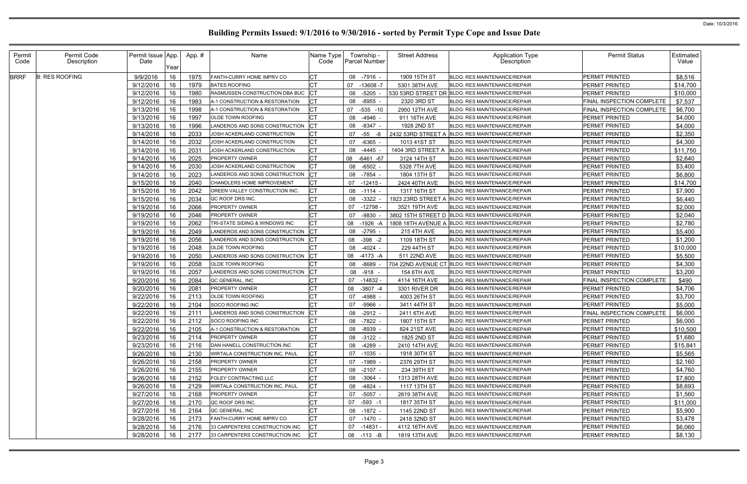# Building Permits Issued: 9/1/2016 to 9/30/2016 - sorted by Permit Type Cope and Issue Date

Date: 10/3/2016

| Permit Code | Permit Code Description | Permit Issue Date | App. Year | App. # | Name | Name Type Code | Township - Parcel Number | Street Address | Application Type Description | Permit Status | Estimated Value |
|---|---|---|---|---|---|---|---|---|---|---|---|
| BRRF | B: RES ROOFING | 9/9/2016 | 16 | 1975 | FANTH-CURRY HOME IMPRV CO | CT | 08 -7916 - | 1909 15TH ST | BLDG: RES MAINTENANCE/REPAIR | PERMIT PRINTED | $8,516 |
| | | 9/12/2016 | 16 | 1979 | BATES ROOFING | CT | 07 -13608 -7 | 5301 38TH AVE | BLDG: RES MAINTENANCE/REPAIR | PERMIT PRINTED | $14,700 |
| | | 9/12/2016 | 16 | 1980 | RASMUSSEN CONSTRUCTION DBA BUC | CT | 08 -5205 - | 530 53RD STREET DR | BLDG: RES MAINTENANCE/REPAIR | PERMIT PRINTED | $10,000 |
| | | 9/12/2016 | 16 | 1983 | A-1 CONSTRUCTION & RESTORATION | CT | 08 -8955 - | 2320 3RD ST | BLDG: RES MAINTENANCE/REPAIR | FINAL INSPECTION COMPLETE | $7,537 |
| | | 9/13/2016 | 16 | 1998 | A-1 CONSTRUCTION & RESTORATION | CT | 07 -535 -10 | 2950 12TH AVE | BLDG: RES MAINTENANCE/REPAIR | FINAL INSPECTION COMPLETE | $6,700 |
| | | 9/13/2016 | 16 | 1997 | OLDE TOWN ROOFING | CT | 08 -4946 - | 911 16TH AVE | BLDG: RES MAINTENANCE/REPAIR | PERMIT PRINTED | $4,000 |
| | | 9/13/2016 | 16 | 1996 | LANDEROS AND SONS CONSTRUCTION | CT | 08 -8347 - | 1928 2ND ST | BLDG: RES MAINTENANCE/REPAIR | PERMIT PRINTED | $4,000 |
| | | 9/14/2016 | 16 | 2033 | JOSH ACKERLAND CONSTRUCTION | CT | 07 -55 -8 | 2432 53RD STREET A | BLDG: RES MAINTENANCE/REPAIR | PERMIT PRINTED | $2,350 |
| | | 9/14/2016 | 16 | 2032 | JOSH ACKERLAND CONSTRUCTION | CT | 07 -6365 - | 1013 41ST ST | BLDG: RES MAINTENANCE/REPAIR | PERMIT PRINTED | $4,300 |
| | | 9/14/2016 | 16 | 2031 | JOSH ACKERLAND CONSTRUCTION | CT | 08 -4445 - | 1404 3RD STREET A | BLDG: RES MAINTENANCE/REPAIR | PERMIT PRINTED | $11,750 |
| | | 9/14/2016 | 16 | 2025 | PROPERTY OWNER | CT | 08 -6461 -67 | 3124 14TH ST | BLDG: RES MAINTENANCE/REPAIR | PERMIT PRINTED | $2,640 |
| | | 9/14/2016 | 16 | 2030 | JOSH ACKERLAND CONSTRUCTION | CT | 08 -6502 - | 5328 7TH AVE | BLDG: RES MAINTENANCE/REPAIR | PERMIT PRINTED | $3,400 |
| | | 9/14/2016 | 16 | 2023 | LANDEROS AND SONS CONSTRUCTION | CT | 08 -7854 - | 1804 13TH ST | BLDG: RES MAINTENANCE/REPAIR | PERMIT PRINTED | $6,800 |
| | | 9/15/2016 | 16 | 2040 | CHANDLERS HOME IMPROVEMENT | CT | 07 -12415 - | 2424 40TH AVE | BLDG: RES MAINTENANCE/REPAIR | PERMIT PRINTED | $14,700 |
| | | 9/15/2016 | 16 | 2042 | GREEN VALLEY CONSTRUCTION INC. | CT | 08 -1114 - | 1317 16TH ST | BLDG: RES MAINTENANCE/REPAIR | PERMIT PRINTED | $7,900 |
| | | 9/15/2016 | 16 | 2034 | QC ROOF DRS INC. | CT | 08 -3322 - | 1923 23RD STREET A | BLDG: RES MAINTENANCE/REPAIR | PERMIT PRINTED | $6,440 |
| | | 9/19/2016 | 16 | 2066 | PROPERTY OWNER | CT | 07 -12798 - | 3521 19TH AVE | BLDG: RES MAINTENANCE/REPAIR | PERMIT PRINTED | $2,000 |
| | | 9/19/2016 | 16 | 2046 | PROPERTY OWNER | CT | 07 -9830 - | 3802 15TH STREET D | BLDG: RES MAINTENANCE/REPAIR | PERMIT PRINTED | $2,040 |
| | | 9/19/2016 | 16 | 2062 | TRI-STATE SIDING & WINDOWS INC | CT | 08 -1926 -A | 1808 18TH AVENUE A | BLDG: RES MAINTENANCE/REPAIR | PERMIT PRINTED | $2,780 |
| | | 9/19/2016 | 16 | 2049 | LANDEROS AND SONS CONSTRUCTION | CT | 08 -2795 - | 215 4TH AVE | BLDG: RES MAINTENANCE/REPAIR | PERMIT PRINTED | $5,400 |
| | | 9/19/2016 | 16 | 2056 | LANDEROS AND SONS CONSTRUCTION | CT | 08 -398 -2 | 1109 18TH ST | BLDG: RES MAINTENANCE/REPAIR | PERMIT PRINTED | $1,200 |
| | | 9/19/2016 | 16 | 2048 | OLDE TOWN ROOFING | CT | 08 -4024 - | 229 44TH ST | BLDG: RES MAINTENANCE/REPAIR | PERMIT PRINTED | $10,000 |
| | | 9/19/2016 | 16 | 2050 | LANDEROS AND SONS CONSTRUCTION | CT | 08 -4173 -A | 511 22ND AVE | BLDG: RES MAINTENANCE/REPAIR | PERMIT PRINTED | $5,500 |
| | | 9/19/2016 | 16 | 2058 | OLDE TOWN ROOFING | CT | 08 -8689 - | 704 22ND AVENUE CT | BLDG: RES MAINTENANCE/REPAIR | PERMIT PRINTED | $4,300 |
| | | 9/19/2016 | 16 | 2057 | LANDEROS AND SONS CONSTRUCTION | CT | 08 -918 - | 154 6TH AVE | BLDG: RES MAINTENANCE/REPAIR | PERMIT PRINTED | $3,200 |
| | | 9/20/2016 | 16 | 2084 | QC GENERAL, INC | CT | 07 -14832 - | 4114 16TH AVE | BLDG: RES MAINTENANCE/REPAIR | FINAL INSPECTION COMPLETE | $490 |
| | | 9/20/2016 | 16 | 2081 | PROPERTY OWNER | CT | 08 -3807 -4 | 3301 RIVER DR | BLDG: RES MAINTENANCE/REPAIR | PERMIT PRINTED | $4,706 |
| | | 9/22/2016 | 16 | 2113 | OLDE TOWN ROOFING | CT | 07 -4988 - | 4003 26TH ST | BLDG: RES MAINTENANCE/REPAIR | PERMIT PRINTED | $3,700 |
| | | 9/22/2016 | 16 | 2104 | SOCO ROOFING INC | CT | 07 -9966 - | 3411 44TH ST | BLDG: RES MAINTENANCE/REPAIR | PERMIT PRINTED | $5,000 |
| | | 9/22/2016 | 16 | 2111 | LANDEROS AND SONS CONSTRUCTION | CT | 08 -2912 - | 2411 6TH AVE | BLDG: RES MAINTENANCE/REPAIR | FINAL INSPECTION COMPLETE | $6,000 |
| | | 9/22/2016 | 16 | 2112 | SOCO ROOFING INC | CT | 08 -7822 - | 1807 15TH ST | BLDG: RES MAINTENANCE/REPAIR | PERMIT PRINTED | $6,000 |
| | | 9/22/2016 | 16 | 2105 | A-1 CONSTRUCTION & RESTORATION | CT | 08 -8939 - | 824 21ST AVE | BLDG: RES MAINTENANCE/REPAIR | PERMIT PRINTED | $10,500 |
| | | 9/23/2016 | 16 | 2114 | PROPERTY OWNER | CT | 08 -3122 - | 1825 2ND ST | BLDG: RES MAINTENANCE/REPAIR | PERMIT PRINTED | $1,680 |
| | | 9/23/2016 | 16 | 2116 | DAN HANELL CONSTRUCTION INC | CT | 08 -4289 - | 2410 14TH AVE | BLDG: RES MAINTENANCE/REPAIR | PERMIT PRINTED | $15,841 |
| | | 9/26/2016 | 16 | 2130 | WIRTALA CONSTRUCTION INC, PAUL | CT | 07 -1035 - | 1918 30TH ST | BLDG: RES MAINTENANCE/REPAIR | PERMIT PRINTED | $5,565 |
| | | 9/26/2016 | 16 | 2158 | PROPERTY OWNER | CT | 07 -1989 - | 2376 29TH ST | BLDG: RES MAINTENANCE/REPAIR | PERMIT PRINTED | $2,160 |
| | | 9/26/2016 | 16 | 2155 | PROPERTY OWNER | CT | 08 -2107 - | 234 39TH ST | BLDG: RES MAINTENANCE/REPAIR | PERMIT PRINTED | $4,760 |
| | | 9/26/2016 | 16 | 2152 | FOLEY CONTRACTING LLC | CT | 08 -3064 - | 1313 28TH AVE | BLDG: RES MAINTENANCE/REPAIR | PERMIT PRINTED | $7,800 |
| | | 9/26/2016 | 16 | 2129 | WIRTALA CONSTRUCTION INC, PAUL | CT | 08 -4824 - | 1117 13TH ST | BLDG: RES MAINTENANCE/REPAIR | PERMIT PRINTED | $8,693 |
| | | 9/27/2016 | 16 | 2168 | PROPERTY OWNER | CT | 07 -5057 - | 2619 38TH AVE | BLDG: RES MAINTENANCE/REPAIR | PERMIT PRINTED | $1,560 |
| | | 9/27/2016 | 16 | 2170 | QC ROOF DRS INC. | CT | 07 -593 -1 | 1817 35TH ST | BLDG: RES MAINTENANCE/REPAIR | PERMIT PRINTED | $11,000 |
| | | 9/27/2016 | 16 | 2164 | QC GENERAL, INC | CT | 08 -1872 - | 1145 22ND ST | BLDG: RES MAINTENANCE/REPAIR | PERMIT PRINTED | $5,900 |
| | | 9/28/2016 | 16 | 2173 | FANTH-CURRY HOME IMPRV CO | CT | 07 -1470 - | 2418 32ND ST | BLDG: RES MAINTENANCE/REPAIR | PERMIT PRINTED | $3,478 |
| | | 9/28/2016 | 16 | 2176 | 33 CARPENTERS CONSTRUCTION INC | CT | 07 -14831 - | 4112 16TH AVE | BLDG: RES MAINTENANCE/REPAIR | PERMIT PRINTED | $6,060 |
| | | 9/28/2016 | 16 | 2177 | 33 CARPENTERS CONSTRUCTION INC | CT | 08 -113 -B | 1819 13TH AVE | BLDG: RES MAINTENANCE/REPAIR | PERMIT PRINTED | $8,130 |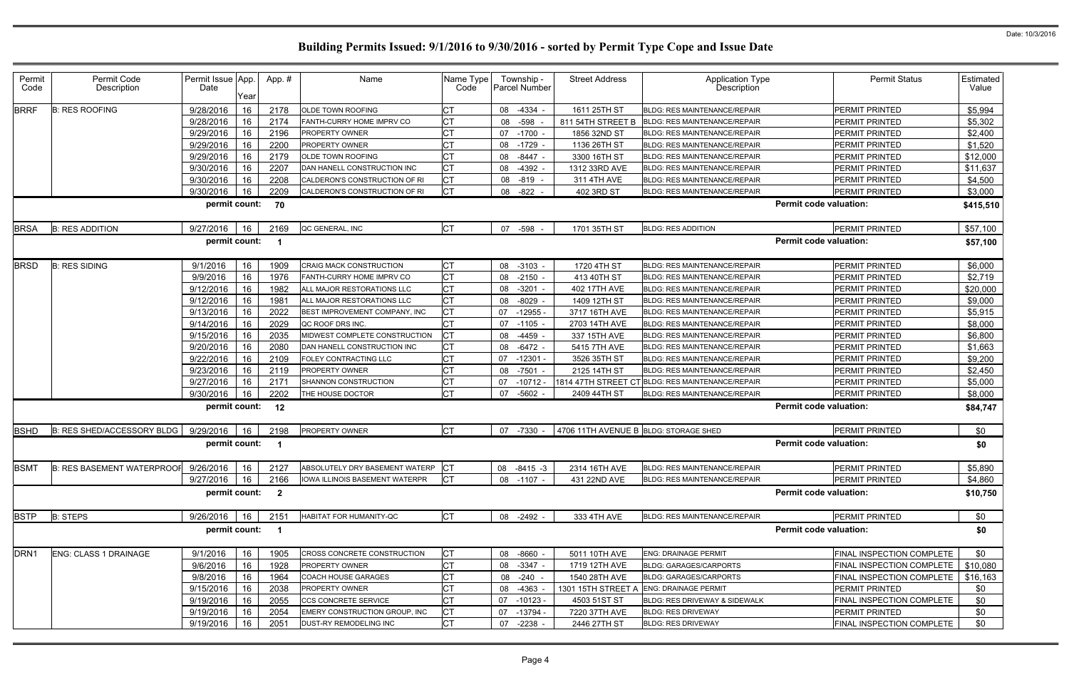# Building Permits Issued: 9/1/2016 to 9/30/2016 - sorted by Permit Type Cope and Issue Date

Date: 10/3/2016

| Permit Code | Permit Code Description | Permit Issue Date | App. Year | App. # | Name | Name Type Code | Township - Parcel Number | Street Address | Application Type Description | Permit Status | Estimated Value |
|---|---|---|---|---|---|---|---|---|---|---|---|
| BRRF | B: RES ROOFING | 9/28/2016 | 16 | 2178 | OLDE TOWN ROOFING | CT | 08 -4334 - | 1611 25TH ST | BLDG: RES MAINTENANCE/REPAIR | PERMIT PRINTED | $5,994 |
| | | 9/28/2016 | 16 | 2174 | FANTH-CURRY HOME IMPRV CO | CT | 08 -598 - | 811 54TH STREET B | BLDG: RES MAINTENANCE/REPAIR | PERMIT PRINTED | $5,302 |
| | | 9/29/2016 | 16 | 2196 | PROPERTY OWNER | CT | 07 -1700 - | 1856 32ND ST | BLDG: RES MAINTENANCE/REPAIR | PERMIT PRINTED | $2,400 |
| | | 9/29/2016 | 16 | 2200 | PROPERTY OWNER | CT | 08 -1729 - | 1136 26TH ST | BLDG: RES MAINTENANCE/REPAIR | PERMIT PRINTED | $1,520 |
| | | 9/29/2016 | 16 | 2179 | OLDE TOWN ROOFING | CT | 08 -8447 - | 3300 16TH ST | BLDG: RES MAINTENANCE/REPAIR | PERMIT PRINTED | $12,000 |
| | | 9/30/2016 | 16 | 2207 | DAN HANELL CONSTRUCTION INC | CT | 08 -4392 - | 1312 33RD AVE | BLDG: RES MAINTENANCE/REPAIR | PERMIT PRINTED | $11,637 |
| | | 9/30/2016 | 16 | 2208 | CALDERON'S CONSTRUCTION OF RI | CT | 08 -819 - | 311 4TH AVE | BLDG: RES MAINTENANCE/REPAIR | PERMIT PRINTED | $4,500 |
| | | 9/30/2016 | 16 | 2209 | CALDERON'S CONSTRUCTION OF RI | CT | 08 -822 - | 402 3RD ST | BLDG: RES MAINTENANCE/REPAIR | PERMIT PRINTED | $3,000 |
| | | permit count: | | 70 | | | | | Permit code valuation: | | $415,510 |
| BRSA | B: RES ADDITION | 9/27/2016 | 16 | 2169 | QC GENERAL, INC | CT | 07 -598 - | 1701 35TH ST | BLDG: RES ADDITION | PERMIT PRINTED | $57,100 |
| | | permit count: | | 1 | | | | | Permit code valuation: | | $57,100 |
| BRSD | B: RES SIDING | 9/1/2016 | 16 | 1909 | CRAIG MACK CONSTRUCTION | CT | 08 -3103 - | 1720 4TH ST | BLDG: RES MAINTENANCE/REPAIR | PERMIT PRINTED | $6,000 |
| | | 9/9/2016 | 16 | 1976 | FANTH-CURRY HOME IMPRV CO | CT | 08 -2150 - | 413 40TH ST | BLDG: RES MAINTENANCE/REPAIR | PERMIT PRINTED | $2,719 |
| | | 9/12/2016 | 16 | 1982 | ALL MAJOR RESTORATIONS LLC | CT | 08 -3201 - | 402 17TH AVE | BLDG: RES MAINTENANCE/REPAIR | PERMIT PRINTED | $20,000 |
| | | 9/12/2016 | 16 | 1981 | ALL MAJOR RESTORATIONS LLC | CT | 08 -8029 - | 1409 12TH ST | BLDG: RES MAINTENANCE/REPAIR | PERMIT PRINTED | $9,000 |
| | | 9/13/2016 | 16 | 2022 | BEST IMPROVEMENT COMPANY, INC | CT | 07 -12955 - | 3717 16TH AVE | BLDG: RES MAINTENANCE/REPAIR | PERMIT PRINTED | $5,915 |
| | | 9/14/2016 | 16 | 2029 | QC ROOF DRS INC. | CT | 07 -1105 - | 2703 14TH AVE | BLDG: RES MAINTENANCE/REPAIR | PERMIT PRINTED | $8,000 |
| | | 9/15/2016 | 16 | 2035 | MIDWEST COMPLETE CONSTRUCTION | CT | 08 -4459 - | 337 15TH AVE | BLDG: RES MAINTENANCE/REPAIR | PERMIT PRINTED | $6,800 |
| | | 9/20/2016 | 16 | 2080 | DAN HANELL CONSTRUCTION INC | CT | 08 -6472 - | 5415 7TH AVE | BLDG: RES MAINTENANCE/REPAIR | PERMIT PRINTED | $1,663 |
| | | 9/22/2016 | 16 | 2109 | FOLEY CONTRACTING LLC | CT | 07 -12301 - | 3526 35TH ST | BLDG: RES MAINTENANCE/REPAIR | PERMIT PRINTED | $9,200 |
| | | 9/23/2016 | 16 | 2119 | PROPERTY OWNER | CT | 08 -7501 - | 2125 14TH ST | BLDG: RES MAINTENANCE/REPAIR | PERMIT PRINTED | $2,450 |
| | | 9/27/2016 | 16 | 2171 | SHANNON CONSTRUCTION | CT | 07 -10712 - | 1814 47TH STREET CT | BLDG: RES MAINTENANCE/REPAIR | PERMIT PRINTED | $5,000 |
| | | 9/30/2016 | 16 | 2202 | THE HOUSE DOCTOR | CT | 07 -5602 - | 2409 44TH ST | BLDG: RES MAINTENANCE/REPAIR | PERMIT PRINTED | $8,000 |
| | | permit count: | | 12 | | | | | Permit code valuation: | | $84,747 |
| BSHD | B: RES SHED/ACCESSORY BLDG | 9/29/2016 | 16 | 2198 | PROPERTY OWNER | CT | 07 -7330 - | 4706 11TH AVENUE B | BLDG: STORAGE SHED | PERMIT PRINTED | $0 |
| | | permit count: | | 1 | | | | | Permit code valuation: | | $0 |
| BSMT | B: RES BASEMENT WATERPROOF | 9/26/2016 | 16 | 2127 | ABSOLUTELY DRY BASEMENT WATERP | CT | 08 -8415 -3 | 2314 16TH AVE | BLDG: RES MAINTENANCE/REPAIR | PERMIT PRINTED | $5,890 |
| | | 9/27/2016 | 16 | 2166 | IOWA ILLINOIS BASEMENT WATERPR | CT | 08 -1107 - | 431 22ND AVE | BLDG: RES MAINTENANCE/REPAIR | PERMIT PRINTED | $4,860 |
| | | permit count: | | 2 | | | | | Permit code valuation: | | $10,750 |
| BSTP | B: STEPS | 9/26/2016 | 16 | 2151 | HABITAT FOR HUMANITY-QC | CT | 08 -2492 - | 333 4TH AVE | BLDG: RES MAINTENANCE/REPAIR | PERMIT PRINTED | $0 |
| | | permit count: | | 1 | | | | | Permit code valuation: | | $0 |
| DRN1 | ENG: CLASS 1 DRAINAGE | 9/1/2016 | 16 | 1905 | CROSS CONCRETE CONSTRUCTION | CT | 08 -8660 - | 5011 10TH AVE | ENG: DRAINAGE PERMIT | FINAL INSPECTION COMPLETE | $0 |
| | | 9/6/2016 | 16 | 1928 | PROPERTY OWNER | CT | 08 -3347 - | 1719 12TH AVE | BLDG: GARAGES/CARPORTS | FINAL INSPECTION COMPLETE | $10,080 |
| | | 9/8/2016 | 16 | 1964 | COACH HOUSE GARAGES | CT | 08 -240 - | 1540 28TH AVE | BLDG: GARAGES/CARPORTS | FINAL INSPECTION COMPLETE | $16,163 |
| | | 9/15/2016 | 16 | 2038 | PROPERTY OWNER | CT | 08 -4363 - | 1301 15TH STREET A | ENG: DRAINAGE PERMIT | PERMIT PRINTED | $0 |
| | | 9/19/2016 | 16 | 2055 | CCS CONCRETE SERVICE | CT | 07 -10123 - | 4503 51ST ST | BLDG: RES DRIVEWAY & SIDEWALK | FINAL INSPECTION COMPLETE | $0 |
| | | 9/19/2016 | 16 | 2054 | EMERY CONSTRUCTION GROUP, INC | CT | 07 -13794 - | 7220 37TH AVE | BLDG: RES DRIVEWAY | PERMIT PRINTED | $0 |
| | | 9/19/2016 | 16 | 2051 | DUST-RY REMODELING INC | CT | 07 -2238 - | 2446 27TH ST | BLDG: RES DRIVEWAY | FINAL INSPECTION COMPLETE | $0 |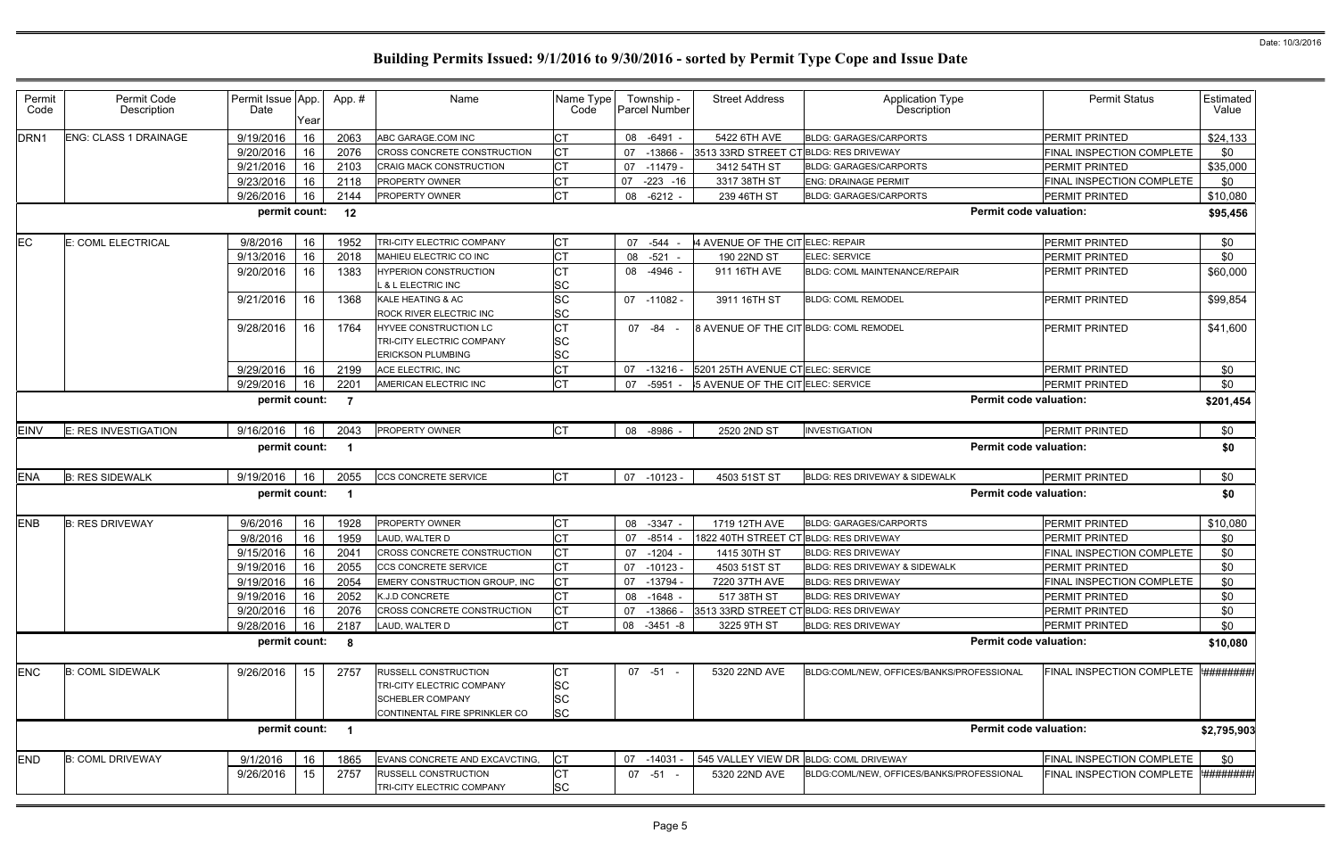# Building Permits Issued: 9/1/2016 to 9/30/2016 - sorted by Permit Type Cope and Issue Date

| Permit Code | Permit Code Description | Permit Issue Date | App. Year | App. # | Name | Name Type Code | Township - Parcel Number | Street Address | Application Type Description | Permit Status | Estimated Value |
|---|---|---|---|---|---|---|---|---|---|---|---|
| DRN1 | ENG: CLASS 1 DRAINAGE | 9/19/2016 | 16 | 2063 | ABC GARAGE.COM INC | CT | 08 -6491 - | 5422 6TH AVE | BLDG: GARAGES/CARPORTS | PERMIT PRINTED | $24,133 |
| | | 9/20/2016 | 16 | 2076 | CROSS CONCRETE CONSTRUCTION | CT | 07 -13866 - | 3513 33RD STREET CT | BLDG: RES DRIVEWAY | FINAL INSPECTION COMPLETE | $0 |
| | | 9/21/2016 | 16 | 2103 | CRAIG MACK CONSTRUCTION | CT | 07 -11479 - | 3412 54TH ST | BLDG: GARAGES/CARPORTS | PERMIT PRINTED | $35,000 |
| | | 9/23/2016 | 16 | 2118 | PROPERTY OWNER | CT | 07 -223 -16 | 3317 38TH ST | ENG: DRAINAGE PERMIT | FINAL INSPECTION COMPLETE | $0 |
| | | 9/26/2016 | 16 | 2144 | PROPERTY OWNER | CT | 08 -6212 - | 239 46TH ST | BLDG: GARAGES/CARPORTS | PERMIT PRINTED | $10,080 |
| | | **permit count:** | | **12** | | | | | **Permit code valuation:** | | **$95,456** |
| EC | E: COML ELECTRICAL | 9/8/2016 | 16 | 1952 | TRI-CITY ELECTRIC COMPANY | CT | 07 -544 - | 4 AVENUE OF THE CIT | ELEC: REPAIR | PERMIT PRINTED | $0 |
| | | 9/13/2016 | 16 | 2018 | MAHIEU ELECTRIC CO INC | CT | 08 -521 - | 190 22ND ST | ELEC: SERVICE | PERMIT PRINTED | $0 |
| | | 9/20/2016 | 16 | 1383 | HYPERION CONSTRUCTION<br>L & L ELECTRIC INC | CT<br>SC | 08 -4946 - | 911 16TH AVE | BLDG: COML MAINTENANCE/REPAIR | PERMIT PRINTED | $60,000 |
| | | 9/21/2016 | 16 | 1368 | KALE HEATING & AC<br>ROCK RIVER ELECTRIC INC | SC<br>SC | 07 -11082 - | 3911 16TH ST | BLDG: COML REMODEL | PERMIT PRINTED | $99,854 |
| | | 9/28/2016 | 16 | 1764 | HYVEE CONSTRUCTION LC<br>TRI-CITY ELECTRIC COMPANY<br>ERICKSON PLUMBING | CT<br>SC<br>SC | 07 -84 - | 8 AVENUE OF THE CIT | BLDG: COML REMODEL | PERMIT PRINTED | $41,600 |
| | | 9/29/2016 | 16 | 2199 | ACE ELECTRIC, INC | CT | 07 -13216 - | 5201 25TH AVENUE CT | ELEC: SERVICE | PERMIT PRINTED | $0 |
| | | 9/29/2016 | 16 | 2201 | AMERICAN ELECTRIC INC | CT | 07 -5951 - | 5 AVENUE OF THE CIT | ELEC: SERVICE | PERMIT PRINTED | $0 |
| | | **permit count:** | | **7** | | | | | **Permit code valuation:** | | **$201,454** |
| EINV | E: RES INVESTIGATION | 9/16/2016 | 16 | 2043 | PROPERTY OWNER | CT | 08 -8986 - | 2520 2ND ST | INVESTIGATION | PERMIT PRINTED | $0 |
| | | **permit count:** | | **1** | | | | | **Permit code valuation:** | | **$0** |
| ENA | B: RES SIDEWALK | 9/19/2016 | 16 | 2055 | CCS CONCRETE SERVICE | CT | 07 -10123 - | 4503 51ST ST | BLDG: RES DRIVEWAY & SIDEWALK | PERMIT PRINTED | $0 |
| | | **permit count:** | | **1** | | | | | **Permit code valuation:** | | **$0** |
| ENB | B: RES DRIVEWAY | 9/6/2016 | 16 | 1928 | PROPERTY OWNER | CT | 08 -3347 - | 1719 12TH AVE | BLDG: GARAGES/CARPORTS | PERMIT PRINTED | $10,080 |
| | | 9/8/2016 | 16 | 1959 | LAUD, WALTER D | CT | 07 -8514 - | 1822 40TH STREET CT | BLDG: RES DRIVEWAY | PERMIT PRINTED | $0 |
| | | 9/15/2016 | 16 | 2041 | CROSS CONCRETE CONSTRUCTION | CT | 07 -1204 - | 1415 30TH ST | BLDG: RES DRIVEWAY | FINAL INSPECTION COMPLETE | $0 |
| | | 9/19/2016 | 16 | 2055 | CCS CONCRETE SERVICE | CT | 07 -10123 - | 4503 51ST ST | BLDG: RES DRIVEWAY & SIDEWALK | PERMIT PRINTED | $0 |
| | | 9/19/2016 | 16 | 2054 | EMERY CONSTRUCTION GROUP, INC | CT | 07 -13794 - | 7220 37TH AVE | BLDG: RES DRIVEWAY | FINAL INSPECTION COMPLETE | $0 |
| | | 9/19/2016 | 16 | 2052 | K.J.D CONCRETE | CT | 08 -1648 - | 517 38TH ST | BLDG: RES DRIVEWAY | PERMIT PRINTED | $0 |
| | | 9/20/2016 | 16 | 2076 | CROSS CONCRETE CONSTRUCTION | CT | 07 -13866 - | 3513 33RD STREET CT | BLDG: RES DRIVEWAY | PERMIT PRINTED | $0 |
| | | 9/28/2016 | 16 | 2187 | LAUD, WALTER D | CT | 08 -3451 -8 | 3225 9TH ST | BLDG: RES DRIVEWAY | PERMIT PRINTED | $0 |
| | | **permit count:** | | **8** | | | | | **Permit code valuation:** | | **$10,080** |
| ENC | B: COML SIDEWALK | 9/26/2016 | 15 | 2757 | RUSSELL CONSTRUCTION<br>TRI-CITY ELECTRIC COMPANY<br>SCHEBLER COMPANY<br>CONTINENTAL FIRE SPRINKLER CO | CT<br>SC<br>SC<br>SC | 07 -51 - | 5320 22ND AVE | BLDG:COML/NEW, OFFICES/BANKS/PROFESSIONAL | FINAL INSPECTION COMPLETE | ######## |
| | | **permit count:** | | **1** | | | | | **Permit code valuation:** | | **$2,795,903** |
| END | B: COML DRIVEWAY | 9/1/2016 | 16 | 1865 | EVANS CONCRETE AND EXCAVCTING, | CT | 07 -14031 - | 545 VALLEY VIEW DR | BLDG: COML DRIVEWAY | FINAL INSPECTION COMPLETE | $0 |
| | | 9/26/2016 | 15 | 2757 | RUSSELL CONSTRUCTION<br>TRI-CITY ELECTRIC COMPANY | CT<br>SC | 07 -51 - | 5320 22ND AVE | BLDG:COML/NEW, OFFICES/BANKS/PROFESSIONAL | FINAL INSPECTION COMPLETE | ######## |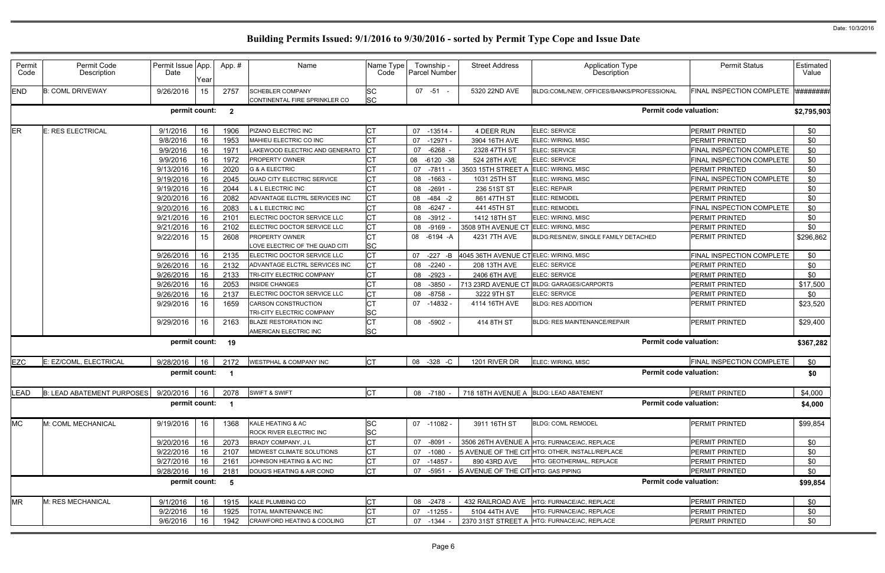# Building Permits Issued: 9/1/2016 to 9/30/2016 - sorted by Permit Type Cope and Issue Date

Date: 10/3/2016

| Permit Code | Permit Code Description | Permit Issue Date | App. Year | App. # | Name | Name Type Code | Township - Parcel Number | Street Address | Application Type Description | Permit Status | Estimated Value |
|---|---|---|---|---|---|---|---|---|---|---|---|
| END | B: COML DRIVEWAY | 9/26/2016 | 15 | 2757 | SCHEBLER COMPANY<br>CONTINENTAL FIRE SPRINKLER CO | SC<br>SC | 07 -51 - | 5320 22ND AVE | BLDG:COML/NEW, OFFICES/BANKS/PROFESSIONAL | FINAL INSPECTION COMPLETE | ######## |
| | | permit count: | | 2 | | | | | Permit code valuation: | | $2,795,903 |
| ER | E: RES ELECTRICAL | 9/1/2016 | 16 | 1906 | PIZANO ELECTRIC INC | CT | 07 -13514 - | 4 DEER RUN | ELEC: SERVICE | PERMIT PRINTED | $0 |
| | | 9/8/2016 | 16 | 1953 | MAHIEU ELECTRIC CO INC | CT | 07 -12971 - | 3904 16TH AVE | ELEC: WIRING, MISC | PERMIT PRINTED | $0 |
| | | 9/9/2016 | 16 | 1971 | LAKEWOOD ELECTRIC AND GENERATO | CT | 07 -6268 - | 2328 47TH ST | ELEC: SERVICE | FINAL INSPECTION COMPLETE | $0 |
| | | 9/9/2016 | 16 | 1972 | PROPERTY OWNER | CT | 08 -6120 -38 | 524 28TH AVE | ELEC: SERVICE | FINAL INSPECTION COMPLETE | $0 |
| | | 9/13/2016 | 16 | 2020 | G & A ELECTRIC | CT | 07 -7811 - | 3503 15TH STREET A | ELEC: WIRING, MISC | PERMIT PRINTED | $0 |
| | | 9/19/2016 | 16 | 2045 | QUAD CITY ELECTRIC SERVICE | CT | 08 -1663 - | 1031 25TH ST | ELEC: WIRING, MISC | FINAL INSPECTION COMPLETE | $0 |
| | | 9/19/2016 | 16 | 2044 | L & L ELECTRIC INC | CT | 08 -2691 - | 236 51ST ST | ELEC: REPAIR | PERMIT PRINTED | $0 |
| | | 9/20/2016 | 16 | 2082 | ADVANTAGE ELCTRL SERVICES INC | CT | 08 -484 -2 | 861 47TH ST | ELEC: REMODEL | PERMIT PRINTED | $0 |
| | | 9/20/2016 | 16 | 2083 | L & L ELECTRIC INC | CT | 08 -6247 - | 441 45TH ST | ELEC: REMODEL | FINAL INSPECTION COMPLETE | $0 |
| | | 9/21/2016 | 16 | 2101 | ELECTRIC DOCTOR SERVICE LLC | CT | 08 -3912 - | 1412 18TH ST | ELEC: WIRING, MISC | PERMIT PRINTED | $0 |
| | | 9/21/2016 | 16 | 2102 | ELECTRIC DOCTOR SERVICE LLC | CT | 08 -9169 - | 3508 9TH AVENUE CT | ELEC: WIRING, MISC | PERMIT PRINTED | $0 |
| | | 9/22/2016 | 15 | 2608 | PROPERTY OWNER<br>LOVE ELECTRIC OF THE QUAD CITI | CT<br>SC | 08 -6194 -A | 4231 7TH AVE | BLDG:RES/NEW, SINGLE FAMILY DETACHED | PERMIT PRINTED | $296,862 |
| | | 9/26/2016 | 16 | 2135 | ELECTRIC DOCTOR SERVICE LLC | CT | 07 -227 -B | 4045 36TH AVENUE CT | ELEC: WIRING, MISC | FINAL INSPECTION COMPLETE | $0 |
| | | 9/26/2016 | 16 | 2132 | ADVANTAGE ELCTRL SERVICES INC | CT | 08 -2240 - | 208 13TH AVE | ELEC: SERVICE | PERMIT PRINTED | $0 |
| | | 9/26/2016 | 16 | 2133 | TRI-CITY ELECTRIC COMPANY | CT | 08 -2923 - | 2406 6TH AVE | ELEC: SERVICE | PERMIT PRINTED | $0 |
| | | 9/26/2016 | 16 | 2053 | INSIDE CHANGES | CT | 08 -3850 - | 713 23RD AVENUE CT | BLDG: GARAGES/CARPORTS | PERMIT PRINTED | $17,500 |
| | | 9/26/2016 | 16 | 2137 | ELECTRIC DOCTOR SERVICE LLC | CT | 08 -8758 - | 3222 9TH ST | ELEC: SERVICE | PERMIT PRINTED | $0 |
| | | 9/29/2016 | 16 | 1659 | CARSON CONSTRUCTION<br>TRI-CITY ELECTRIC COMPANY | CT<br>SC | 07 -14832 - | 4114 16TH AVE | BLDG: RES ADDITION | PERMIT PRINTED | $23,520 |
| | | 9/29/2016 | 16 | 2163 | BLAZE RESTORATION INC<br>AMERICAN ELECTRIC INC | CT<br>SC | 08 -5902 - | 414 8TH ST | BLDG: RES MAINTENANCE/REPAIR | PERMIT PRINTED | $29,400 |
| | | permit count: | | 19 | | | | | Permit code valuation: | | $367,282 |
| EZC | E: EZ/COML, ELECTRICAL | 9/28/2016 | 16 | 2172 | WESTPHAL & COMPANY INC | CT | 08 -328 -C | 1201 RIVER DR | ELEC: WIRING, MISC | FINAL INSPECTION COMPLETE | $0 |
| | | permit count: | | 1 | | | | | Permit code valuation: | | $0 |
| LEAD | B: LEAD ABATEMENT PURPOSES | 9/20/2016 | 16 | 2078 | SWIFT & SWIFT | CT | 08 -7180 - | 718 18TH AVENUE A | BLDG: LEAD ABATEMENT | PERMIT PRINTED | $4,000 |
| | | permit count: | | 1 | | | | | Permit code valuation: | | $4,000 |
| MC | M: COML MECHANICAL | 9/19/2016 | 16 | 1368 | KALE HEATING & AC<br>ROCK RIVER ELECTRIC INC | SC<br>SC | 07 -11082 - | 3911 16TH ST | BLDG: COML REMODEL | PERMIT PRINTED | $99,854 |
| | | 9/20/2016 | 16 | 2073 | BRADY COMPANY, J L | CT | 07 -8091 - | 3506 26TH AVENUE A | HTG: FURNACE/AC, REPLACE | PERMIT PRINTED | $0 |
| | | 9/22/2016 | 16 | 2107 | MIDWEST CLIMATE SOLUTIONS | CT | 07 -1080 - | 5 AVENUE OF THE CIT | HTG: OTHER, INSTALL/REPLACE | PERMIT PRINTED | $0 |
| | | 9/27/2016 | 16 | 2161 | JOHNSON HEATING & A/C INC | CT | 07 -14857 - | 890 43RD AVE | HTG: GEOTHERMAL, REPLACE | PERMIT PRINTED | $0 |
| | | 9/28/2016 | 16 | 2181 | DOUG'S HEATING & AIR COND | CT | 07 -5951 - | 5 AVENUE OF THE CIT | HTG: GAS PIPING | PERMIT PRINTED | $0 |
| | | permit count: | | 5 | | | | | Permit code valuation: | | $99,854 |
| MR | M: RES MECHANICAL | 9/1/2016 | 16 | 1915 | KALE PLUMBING CO | CT | 08 -2478 - | 432 RAILROAD AVE | HTG: FURNACE/AC, REPLACE | PERMIT PRINTED | $0 |
| | | 9/2/2016 | 16 | 1925 | TOTAL MAINTENANCE INC | CT | 07 -11255 - | 5104 44TH AVE | HTG: FURNACE/AC, REPLACE | PERMIT PRINTED | $0 |
| | | 9/6/2016 | 16 | 1942 | CRAWFORD HEATING & COOLING | CT | 07 -1344 - | 2370 31ST STREET A | HTG: FURNACE/AC, REPLACE | PERMIT PRINTED | $0 |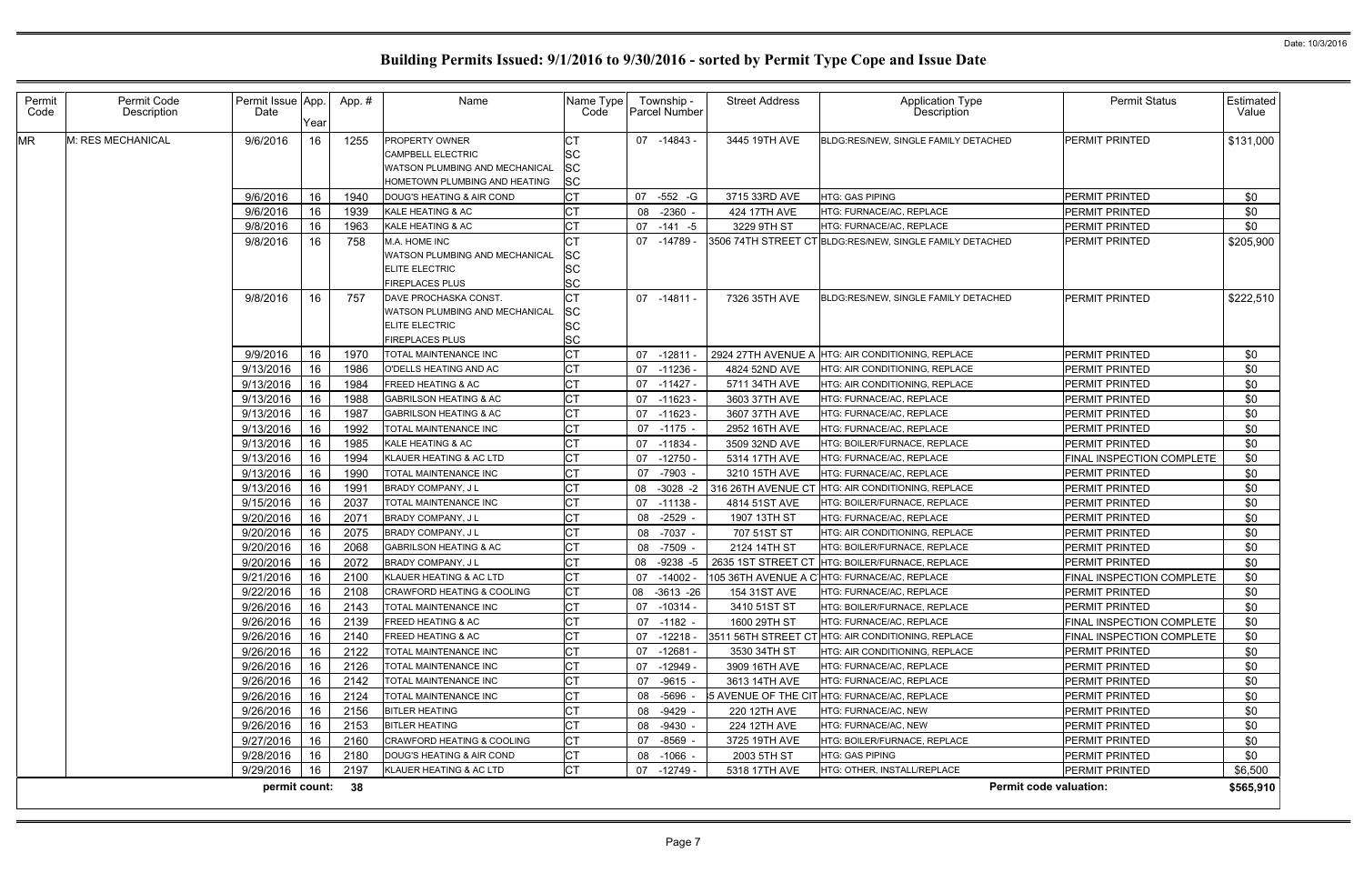# Building Permits Issued: 9/1/2016 to 9/30/2016 - sorted by Permit Type Cope and Issue Date

| Permit Code | Permit Code Description | Permit Issue Date | App. Year | App. # | Name | Name Type Code | Township - Parcel Number | Street Address | Application Type Description | Permit Status | Estimated Value |
|---|---|---|---|---|---|---|---|---|---|---|---|
| MR | M: RES MECHANICAL | 9/6/2016 | 16 | 1255 | PROPERTY OWNER<br>CAMPBELL ELECTRIC<br>WATSON PLUMBING AND MECHANICAL<br>HOMETOWN PLUMBING AND HEATING | CT<br>SC<br>SC<br>SC | 07 -14843 - | 3445 19TH AVE | BLDG:RES/NEW, SINGLE FAMILY DETACHED | PERMIT PRINTED | $131,000 |
| | | 9/6/2016 | 16 | 1940 | DOUG'S HEATING & AIR COND | CT | 07 -552 -G | 3715 33RD AVE | HTG: GAS PIPING | PERMIT PRINTED | $0 |
| | | 9/6/2016 | 16 | 1939 | KALE HEATING & AC | CT | 08 -2360 - | 424 17TH AVE | HTG: FURNACE/AC, REPLACE | PERMIT PRINTED | $0 |
| | | 9/8/2016 | 16 | 1963 | KALE HEATING & AC | CT | 07 -141 -5 | 3229 9TH ST | HTG: FURNACE/AC, REPLACE | PERMIT PRINTED | $0 |
| | | 9/8/2016 | 16 | 758 | M.A. HOME INC<br>WATSON PLUMBING AND MECHANICAL<br>ELITE ELECTRIC<br>FIREPLACES PLUS | CT<br>SC<br>SC<br>SC | 07 -14789 - | 3506 74TH STREET CT | BLDG:RES/NEW, SINGLE FAMILY DETACHED | PERMIT PRINTED | $205,900 |
| | | 9/8/2016 | 16 | 757 | DAVE PROCHASKA CONST.<br>WATSON PLUMBING AND MECHANICAL<br>ELITE ELECTRIC<br>FIREPLACES PLUS | CT<br>SC<br>SC<br>SC | 07 -14811 - | 7326 35TH AVE | BLDG:RES/NEW, SINGLE FAMILY DETACHED | PERMIT PRINTED | $222,510 |
| | | 9/9/2016 | 16 | 1970 | TOTAL MAINTENANCE INC | CT | 07 -12811 - | 2924 27TH AVENUE A | HTG: AIR CONDITIONING, REPLACE | PERMIT PRINTED | $0 |
| | | 9/13/2016 | 16 | 1986 | O'DELLS HEATING AND AC | CT | 07 -11236 - | 4824 52ND AVE | HTG: AIR CONDITIONING, REPLACE | PERMIT PRINTED | $0 |
| | | 9/13/2016 | 16 | 1984 | FREED HEATING & AC | CT | 07 -11427 - | 5711 34TH AVE | HTG: AIR CONDITIONING, REPLACE | PERMIT PRINTED | $0 |
| | | 9/13/2016 | 16 | 1988 | GABRILSON HEATING & AC | CT | 07 -11623 - | 3603 37TH AVE | HTG: FURNACE/AC, REPLACE | PERMIT PRINTED | $0 |
| | | 9/13/2016 | 16 | 1987 | GABRILSON HEATING & AC | CT | 07 -11623 - | 3607 37TH AVE | HTG: FURNACE/AC, REPLACE | PERMIT PRINTED | $0 |
| | | 9/13/2016 | 16 | 1992 | TOTAL MAINTENANCE INC | CT | 07 -1175 - | 2952 16TH AVE | HTG: FURNACE/AC, REPLACE | PERMIT PRINTED | $0 |
| | | 9/13/2016 | 16 | 1985 | KALE HEATING & AC | CT | 07 -11834 - | 3509 32ND AVE | HTG: BOILER/FURNACE, REPLACE | PERMIT PRINTED | $0 |
| | | 9/13/2016 | 16 | 1994 | KLAUER HEATING & AC LTD | CT | 07 -12750 - | 5314 17TH AVE | HTG: FURNACE/AC, REPLACE | FINAL INSPECTION COMPLETE | $0 |
| | | 9/13/2016 | 16 | 1990 | TOTAL MAINTENANCE INC | CT | 07 -7903 - | 3210 15TH AVE | HTG: FURNACE/AC, REPLACE | PERMIT PRINTED | $0 |
| | | 9/13/2016 | 16 | 1991 | BRADY COMPANY, J L | CT | 08 -3028 -2 | 316 26TH AVENUE CT | HTG: AIR CONDITIONING, REPLACE | PERMIT PRINTED | $0 |
| | | 9/15/2016 | 16 | 2037 | TOTAL MAINTENANCE INC | CT | 07 -11138 - | 4814 51ST AVE | HTG: BOILER/FURNACE, REPLACE | PERMIT PRINTED | $0 |
| | | 9/20/2016 | 16 | 2071 | BRADY COMPANY, J L | CT | 08 -2529 - | 1907 13TH ST | HTG: FURNACE/AC, REPLACE | PERMIT PRINTED | $0 |
| | | 9/20/2016 | 16 | 2075 | BRADY COMPANY, J L | CT | 08 -7037 - | 707 51ST ST | HTG: AIR CONDITIONING, REPLACE | PERMIT PRINTED | $0 |
| | | 9/20/2016 | 16 | 2068 | GABRILSON HEATING & AC | CT | 08 -7509 - | 2124 14TH ST | HTG: BOILER/FURNACE, REPLACE | PERMIT PRINTED | $0 |
| | | 9/20/2016 | 16 | 2072 | BRADY COMPANY, J L | CT | 08 -9238 -5 | 2635 1ST STREET CT | HTG: BOILER/FURNACE, REPLACE | PERMIT PRINTED | $0 |
| | | 9/21/2016 | 16 | 2100 | KLAUER HEATING & AC LTD | CT | 07 -14002 - | 105 36TH AVENUE A C | HTG: FURNACE/AC, REPLACE | FINAL INSPECTION COMPLETE | $0 |
| | | 9/22/2016 | 16 | 2108 | CRAWFORD HEATING & COOLING | CT | 08 -3613 -26 | 154 31ST AVE | HTG: FURNACE/AC, REPLACE | PERMIT PRINTED | $0 |
| | | 9/26/2016 | 16 | 2143 | TOTAL MAINTENANCE INC | CT | 07 -10314 - | 3410 51ST ST | HTG: BOILER/FURNACE, REPLACE | PERMIT PRINTED | $0 |
| | | 9/26/2016 | 16 | 2139 | FREED HEATING & AC | CT | 07 -1182 - | 1600 29TH ST | HTG: FURNACE/AC, REPLACE | FINAL INSPECTION COMPLETE | $0 |
| | | 9/26/2016 | 16 | 2140 | FREED HEATING & AC | CT | 07 -12218 - | 3511 56TH STREET CT | HTG: AIR CONDITIONING, REPLACE | FINAL INSPECTION COMPLETE | $0 |
| | | 9/26/2016 | 16 | 2122 | TOTAL MAINTENANCE INC | CT | 07 -12681 - | 3530 34TH ST | HTG: AIR CONDITIONING, REPLACE | PERMIT PRINTED | $0 |
| | | 9/26/2016 | 16 | 2126 | TOTAL MAINTENANCE INC | CT | 07 -12949 - | 3909 16TH AVE | HTG: FURNACE/AC, REPLACE | PERMIT PRINTED | $0 |
| | | 9/26/2016 | 16 | 2142 | TOTAL MAINTENANCE INC | CT | 07 -9615 - | 3613 14TH AVE | HTG: FURNACE/AC, REPLACE | PERMIT PRINTED | $0 |
| | | 9/26/2016 | 16 | 2124 | TOTAL MAINTENANCE INC | CT | 08 -5696 - | 5 AVENUE OF THE CIT | HTG: FURNACE/AC, REPLACE | PERMIT PRINTED | $0 |
| | | 9/26/2016 | 16 | 2156 | BITLER HEATING | CT | 08 -9429 - | 220 12TH AVE | HTG: FURNACE/AC, NEW | PERMIT PRINTED | $0 |
| | | 9/26/2016 | 16 | 2153 | BITLER HEATING | CT | 08 -9430 - | 224 12TH AVE | HTG: FURNACE/AC, NEW | PERMIT PRINTED | $0 |
| | | 9/27/2016 | 16 | 2160 | CRAWFORD HEATING & COOLING | CT | 07 -8569 - | 3725 19TH AVE | HTG: BOILER/FURNACE, REPLACE | PERMIT PRINTED | $0 |
| | | 9/28/2016 | 16 | 2180 | DOUG'S HEATING & AIR COND | CT | 08 -1066 - | 2003 5TH ST | HTG: GAS PIPING | PERMIT PRINTED | $0 |
| | | 9/29/2016 | 16 | 2197 | KLAUER HEATING & AC LTD | CT | 07 -12749 - | 5318 17TH AVE | HTG: OTHER, INSTALL/REPLACE | PERMIT PRINTED | $6,500 |
| | | **permit count:** | | **38** | | | | | | **Permit code valuation:** | **$565,910** |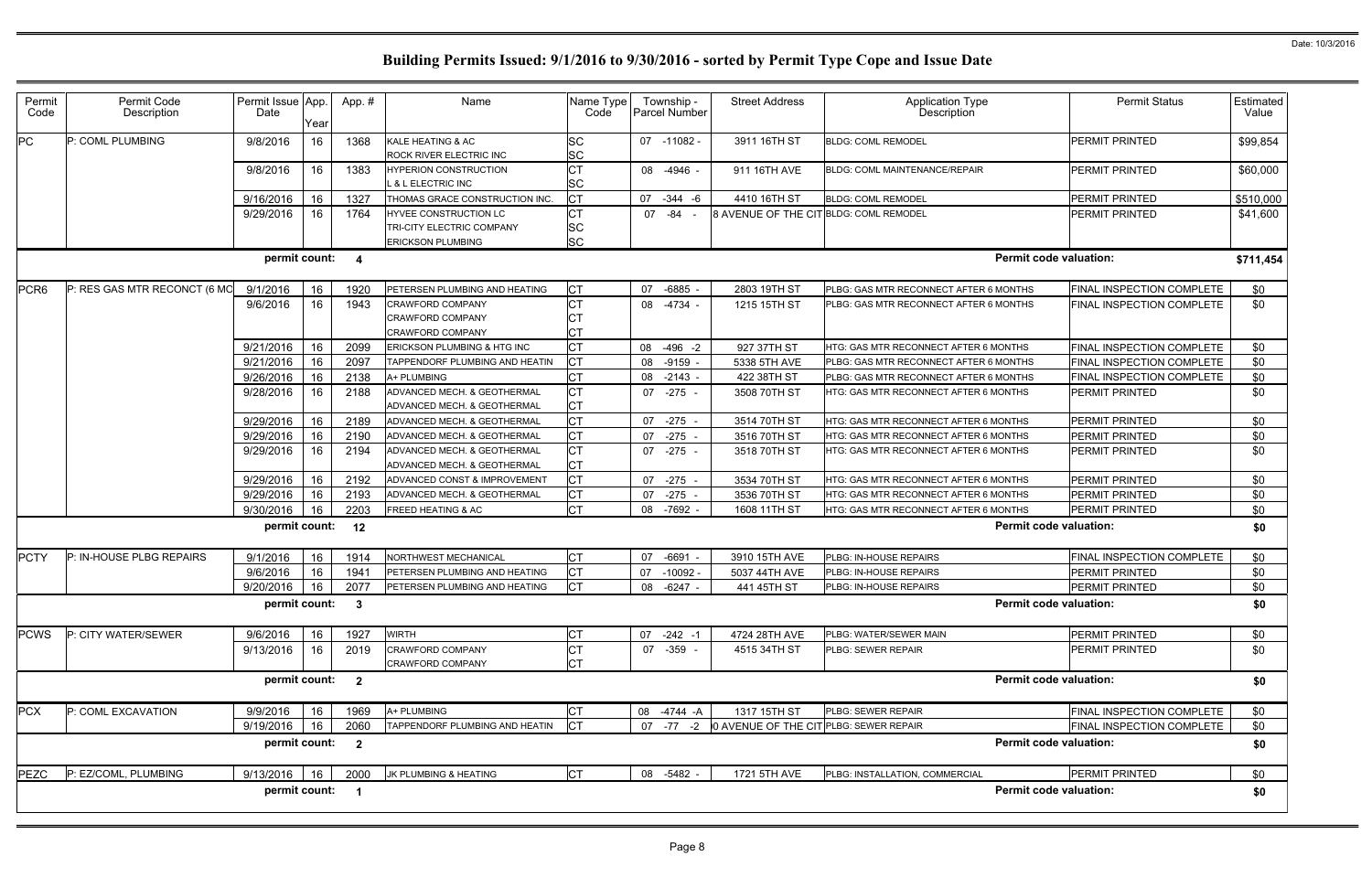Date: 10/3/2016

# Building Permits Issued: 9/1/2016 to 9/30/2016 - sorted by Permit Type Cope and Issue Date

| Permit Code | Permit Code Description | Permit Issue Date | App. Year | App. # | Name | Name Type Code | Township - Parcel Number | Street Address | Application Type Description | Permit Status | Estimated Value |
|---|---|---|---|---|---|---|---|---|---|---|---|
| PC | P: COML PLUMBING | 9/8/2016 | 16 | 1368 | KALE HEATING & AC<br>ROCK RIVER ELECTRIC INC | SC<br>SC | 07 -11082 - | 3911 16TH ST | BLDG: COML REMODEL | PERMIT PRINTED | $99,854 |
| | | 9/8/2016 | 16 | 1383 | HYPERION CONSTRUCTION<br>L & L ELECTRIC INC | CT<br>SC | 08 -4946 - | 911 16TH AVE | BLDG: COML MAINTENANCE/REPAIR | PERMIT PRINTED | $60,000 |
| | | 9/16/2016 | 16 | 1327 | THOMAS GRACE CONSTRUCTION INC. | CT | 07 -344 -6 | 4410 16TH ST | BLDG: COML REMODEL | PERMIT PRINTED | $510,000 |
| | | 9/29/2016 | 16 | 1764 | HYVEE CONSTRUCTION LC<br>TRI-CITY ELECTRIC COMPANY<br>ERICKSON PLUMBING | CT<br>SC<br>SC | 07 -84 - | 8 AVENUE OF THE CIT | BLDG: COML REMODEL | PERMIT PRINTED | $41,600 |
| | | **permit count:** | | **4** | | | | | **Permit code valuation:** | | **$711,454** |
| PCR6 | P: RES GAS MTR RECONCT (6 MO | 9/1/2016 | 16 | 1920 | PETERSEN PLUMBING AND HEATING | CT | 07 -6885 - | 2803 19TH ST | PLBG: GAS MTR RECONNECT AFTER 6 MONTHS | FINAL INSPECTION COMPLETE | $0 |
| | | 9/6/2016 | 16 | 1943 | CRAWFORD COMPANY<br>CRAWFORD COMPANY<br>CRAWFORD COMPANY | CT<br>CT<br>CT | 08 -4734 - | 1215 15TH ST | PLBG: GAS MTR RECONNECT AFTER 6 MONTHS | FINAL INSPECTION COMPLETE | $0 |
| | | 9/21/2016 | 16 | 2099 | ERICKSON PLUMBING & HTG INC | CT | 08 -496 -2 | 927 37TH ST | HTG: GAS MTR RECONNECT AFTER 6 MONTHS | FINAL INSPECTION COMPLETE | $0 |
| | | 9/21/2016 | 16 | 2097 | TAPPENDORF PLUMBING AND HEATIN | CT | 08 -9159 - | 5338 5TH AVE | PLBG: GAS MTR RECONNECT AFTER 6 MONTHS | FINAL INSPECTION COMPLETE | $0 |
| | | 9/26/2016 | 16 | 2138 | A+ PLUMBING | CT | 08 -2143 - | 422 38TH ST | PLBG: GAS MTR RECONNECT AFTER 6 MONTHS | FINAL INSPECTION COMPLETE | $0 |
| | | 9/28/2016 | 16 | 2188 | ADVANCED MECH. & GEOTHERMAL<br>ADVANCED MECH. & GEOTHERMAL | CT<br>CT | 07 -275 - | 3508 70TH ST | HTG: GAS MTR RECONNECT AFTER 6 MONTHS | PERMIT PRINTED | $0 |
| | | 9/29/2016 | 16 | 2189 | ADVANCED MECH. & GEOTHERMAL | CT | 07 -275 - | 3514 70TH ST | HTG: GAS MTR RECONNECT AFTER 6 MONTHS | PERMIT PRINTED | $0 |
| | | 9/29/2016 | 16 | 2190 | ADVANCED MECH. & GEOTHERMAL | CT | 07 -275 - | 3516 70TH ST | HTG: GAS MTR RECONNECT AFTER 6 MONTHS | PERMIT PRINTED | $0 |
| | | 9/29/2016 | 16 | 2194 | ADVANCED MECH. & GEOTHERMAL<br>ADVANCED MECH. & GEOTHERMAL | CT<br>CT | 07 -275 - | 3518 70TH ST | HTG: GAS MTR RECONNECT AFTER 6 MONTHS | PERMIT PRINTED | $0 |
| | | 9/29/2016 | 16 | 2192 | ADVANCED CONST & IMPROVEMENT | CT | 07 -275 - | 3534 70TH ST | HTG: GAS MTR RECONNECT AFTER 6 MONTHS | PERMIT PRINTED | $0 |
| | | 9/29/2016 | 16 | 2193 | ADVANCED MECH. & GEOTHERMAL | CT | 07 -275 - | 3536 70TH ST | HTG: GAS MTR RECONNECT AFTER 6 MONTHS | PERMIT PRINTED | $0 |
| | | 9/30/2016 | 16 | 2203 | FREED HEATING & AC | CT | 08 -7692 - | 1608 11TH ST | HTG: GAS MTR RECONNECT AFTER 6 MONTHS | PERMIT PRINTED | $0 |
| | | **permit count:** | | **12** | | | | | **Permit code valuation:** | | **$0** |
| PCTY | P: IN-HOUSE PLBG REPAIRS | 9/1/2016 | 16 | 1914 | NORTHWEST MECHANICAL | CT | 07 -6691 - | 3910 15TH AVE | PLBG: IN-HOUSE REPAIRS | FINAL INSPECTION COMPLETE | $0 |
| | | 9/6/2016 | 16 | 1941 | PETERSEN PLUMBING AND HEATING | CT | 07 -10092 - | 5037 44TH AVE | PLBG: IN-HOUSE REPAIRS | PERMIT PRINTED | $0 |
| | | 9/20/2016 | 16 | 2077 | PETERSEN PLUMBING AND HEATING | CT | 08 -6247 - | 441 45TH ST | PLBG: IN-HOUSE REPAIRS | PERMIT PRINTED | $0 |
| | | **permit count:** | | **3** | | | | | **Permit code valuation:** | | **$0** |
| PCWS | P: CITY WATER/SEWER | 9/6/2016 | 16 | 1927 | WIRTH | CT | 07 -242 -1 | 4724 28TH AVE | PLBG: WATER/SEWER MAIN | PERMIT PRINTED | $0 |
| | | 9/13/2016 | 16 | 2019 | CRAWFORD COMPANY<br>CRAWFORD COMPANY | CT<br>CT | 07 -359 - | 4515 34TH ST | PLBG: SEWER REPAIR | PERMIT PRINTED | $0 |
| | | **permit count:** | | **2** | | | | | **Permit code valuation:** | | **$0** |
| PCX | P: COML EXCAVATION | 9/9/2016 | 16 | 1969 | A+ PLUMBING | CT | 08 -4744 -A | 1317 15TH ST | PLBG: SEWER REPAIR | FINAL INSPECTION COMPLETE | $0 |
| | | 9/19/2016 | 16 | 2060 | TAPPENDORF PLUMBING AND HEATIN | CT | 07 -77 -2 | 0 AVENUE OF THE CIT | PLBG: SEWER REPAIR | FINAL INSPECTION COMPLETE | $0 |
| | | **permit count:** | | **2** | | | | | **Permit code valuation:** | | **$0** |
| PEZC | P: EZ/COML, PLUMBING | 9/13/2016 | 16 | 2000 | JK PLUMBING & HEATING | CT | 08 -5482 - | 1721 5TH AVE | PLBG: INSTALLATION, COMMERCIAL | PERMIT PRINTED | $0 |
| | | **permit count:** | | **1** | | | | | **Permit code valuation:** | | **$0** |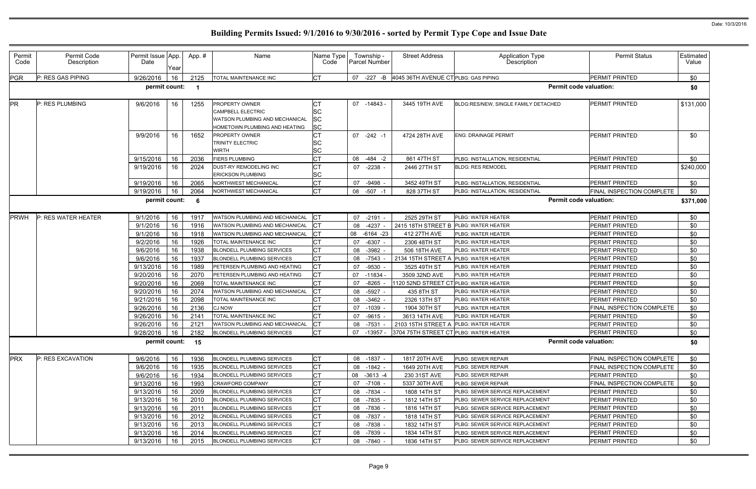# Building Permits Issued: 9/1/2016 to 9/30/2016 - sorted by Permit Type Cope and Issue Date

Date: 10/3/2016

| Permit Code | Permit Code Description | Permit Issue Date | App. Year | App. # | Name | Name Type Code | Township - Parcel Number | Street Address | Application Type Description | Permit Status | Estimated Value |
|---|---|---|---|---|---|---|---|---|---|---|---|
| PGR | P: RES GAS PIPING | 9/26/2016 | 16 | 2125 | TOTAL MAINTENANCE INC | CT | 07 -227 -B | 4045 36TH AVENUE CT | PLBG: GAS PIPING | PERMIT PRINTED | $0 |
| | | permit count: | | 1 | | | | | Permit code valuation: | | $0 |
| PR | P: RES PLUMBING | 9/6/2016 | 16 | 1255 | PROPERTY OWNER<br>CAMPBELL ELECTRIC<br>WATSON PLUMBING AND MECHANICAL<br>HOMETOWN PLUMBING AND HEATING | CT<br>SC<br>SC<br>SC | 07 -14843 - | 3445 19TH AVE | BLDG:RES/NEW, SINGLE FAMILY DETACHED | PERMIT PRINTED | $131,000 |
| | | 9/9/2016 | 16 | 1652 | PROPERTY OWNER<br>TRINITY ELECTRIC<br>WIRTH | CT<br>SC<br>SC | 07 -242 -1 | 4724 28TH AVE | ENG: DRAINAGE PERMIT | PERMIT PRINTED | $0 |
| | | 9/15/2016 | 16 | 2036 | FIERS PLUMBING | CT | 08 -484 -2 | 861 47TH ST | PLBG: INSTALLATION, RESIDENTIAL | PERMIT PRINTED | $0 |
| | | 9/19/2016 | 16 | 2024 | DUST-RY REMODELING INC<br>ERICKSON PLUMBING | CT<br>SC | 07 -2238 - | 2446 27TH ST | BLDG: RES REMODEL | PERMIT PRINTED | $240,000 |
| | | 9/19/2016 | 16 | 2065 | NORTHWEST MECHANICAL | CT | 07 -9498 - | 3452 49TH ST | PLBG: INSTALLATION, RESIDENTIAL | PERMIT PRINTED | $0 |
| | | 9/19/2016 | 16 | 2064 | NORTHWEST MECHANICAL | CT | 08 -507 -1 | 828 37TH ST | PLBG: INSTALLATION, RESIDENTIAL | FINAL INSPECTION COMPLETE | $0 |
| | | permit count: | | 6 | | | | | Permit code valuation: | | $371,000 |
| PRWH | P: RES WATER HEATER | 9/1/2016 | 16 | 1917 | WATSON PLUMBING AND MECHANICAL | CT | 07 -2191 - | 2525 29TH ST | PLBG: WATER HEATER | PERMIT PRINTED | $0 |
| | | 9/1/2016 | 16 | 1916 | WATSON PLUMBING AND MECHANICAL | CT | 08 -4237 - | 2415 18TH STREET B | PLBG: WATER HEATER | PERMIT PRINTED | $0 |
| | | 9/1/2016 | 16 | 1918 | WATSON PLUMBING AND MECHANICAL | CT | 08 -6164 -23 | 412 27TH AVE | PLBG: WATER HEATER | PERMIT PRINTED | $0 |
| | | 9/2/2016 | 16 | 1926 | TOTAL MAINTENANCE INC | CT | 07 -6307 - | 2306 48TH ST | PLBG: WATER HEATER | PERMIT PRINTED | $0 |
| | | 9/6/2016 | 16 | 1938 | BLONDELL PLUMBING SERVICES | CT | 08 -3982 - | 506 18TH AVE | PLBG: WATER HEATER | PERMIT PRINTED | $0 |
| | | 9/6/2016 | 16 | 1937 | BLONDELL PLUMBING SERVICES | CT | 08 -7543 - | 2134 15TH STREET A | PLBG: WATER HEATER | PERMIT PRINTED | $0 |
| | | 9/13/2016 | 16 | 1989 | PETERSEN PLUMBING AND HEATING | CT | 07 -9530 - | 3525 49TH ST | PLBG: WATER HEATER | PERMIT PRINTED | $0 |
| | | 9/20/2016 | 16 | 2070 | PETERSEN PLUMBING AND HEATING | CT | 07 -11834 - | 3509 32ND AVE | PLBG: WATER HEATER | PERMIT PRINTED | $0 |
| | | 9/20/2016 | 16 | 2069 | TOTAL MAINTENANCE INC | CT | 07 -8265 - | 1120 52ND STREET CT | PLBG: WATER HEATER | PERMIT PRINTED | $0 |
| | | 9/20/2016 | 16 | 2074 | WATSON PLUMBING AND MECHANICAL | CT | 08 -5927 - | 435 8TH ST | PLBG: WATER HEATER | PERMIT PRINTED | $0 |
| | | 9/21/2016 | 16 | 2098 | TOTAL MAINTENANCE INC | CT | 08 -3462 - | 2326 13TH ST | PLBG: WATER HEATER | PERMIT PRINTED | $0 |
| | | 9/26/2016 | 16 | 2136 | CJ NOW | CT | 07 -1039 - | 1904 30TH ST | PLBG: WATER HEATER | FINAL INSPECTION COMPLETE | $0 |
| | | 9/26/2016 | 16 | 2141 | TOTAL MAINTENANCE INC | CT | 07 -9615 - | 3613 14TH AVE | PLBG: WATER HEATER | PERMIT PRINTED | $0 |
| | | 9/26/2016 | 16 | 2121 | WATSON PLUMBING AND MECHANICAL | CT | 08 -7531 - | 2103 15TH STREET A | PLBG: WATER HEATER | PERMIT PRINTED | $0 |
| | | 9/28/2016 | 16 | 2182 | BLONDELL PLUMBING SERVICES | CT | 07 -13957 - | 3704 75TH STREET CT | PLBG: WATER HEATER | PERMIT PRINTED | $0 |
| | | permit count: | | 15 | | | | | Permit code valuation: | | $0 |
| PRX | P: RES EXCAVATION | 9/6/2016 | 16 | 1936 | BLONDELL PLUMBING SERVICES | CT | 08 -1837 - | 1817 20TH AVE | PLBG: SEWER REPAIR | FINAL INSPECTION COMPLETE | $0 |
| | | 9/6/2016 | 16 | 1935 | BLONDELL PLUMBING SERVICES | CT | 08 -1842 - | 1649 20TH AVE | PLBG: SEWER REPAIR | FINAL INSPECTION COMPLETE | $0 |
| | | 9/6/2016 | 16 | 1934 | BLONDELL PLUMBING SERVICES | CT | 08 -3613 -4 | 230 31ST AVE | PLBG: SEWER REPAIR | PERMIT PRINTED | $0 |
| | | 9/13/2016 | 16 | 1993 | CRAWFORD COMPANY | CT | 07 -7108 - | 5337 30TH AVE | PLBG: SEWER REPAIR | FINAL INSPECTION COMPLETE | $0 |
| | | 9/13/2016 | 16 | 2009 | BLONDELL PLUMBING SERVICES | CT | 08 -7834 - | 1808 14TH ST | PLBG: SEWER SERVICE REPLACEMENT | PERMIT PRINTED | $0 |
| | | 9/13/2016 | 16 | 2010 | BLONDELL PLUMBING SERVICES | CT | 08 -7835 - | 1812 14TH ST | PLBG: SEWER SERVICE REPLACEMENT | PERMIT PRINTED | $0 |
| | | 9/13/2016 | 16 | 2011 | BLONDELL PLUMBING SERVICES | CT | 08 -7836 - | 1816 14TH ST | PLBG: SEWER SERVICE REPLACEMENT | PERMIT PRINTED | $0 |
| | | 9/13/2016 | 16 | 2012 | BLONDELL PLUMBING SERVICES | CT | 08 -7837 - | 1818 14TH ST | PLBG: SEWER SERVICE REPLACEMENT | PERMIT PRINTED | $0 |
| | | 9/13/2016 | 16 | 2013 | BLONDELL PLUMBING SERVICES | CT | 08 -7838 - | 1832 14TH ST | PLBG: SEWER SERVICE REPLACEMENT | PERMIT PRINTED | $0 |
| | | 9/13/2016 | 16 | 2014 | BLONDELL PLUMBING SERVICES | CT | 08 -7839 - | 1834 14TH ST | PLBG: SEWER SERVICE REPLACEMENT | PERMIT PRINTED | $0 |
| | | 9/13/2016 | 16 | 2015 | BLONDELL PLUMBING SERVICES | CT | 08 -7840 - | 1836 14TH ST | PLBG: SEWER SERVICE REPLACEMENT | PERMIT PRINTED | $0 |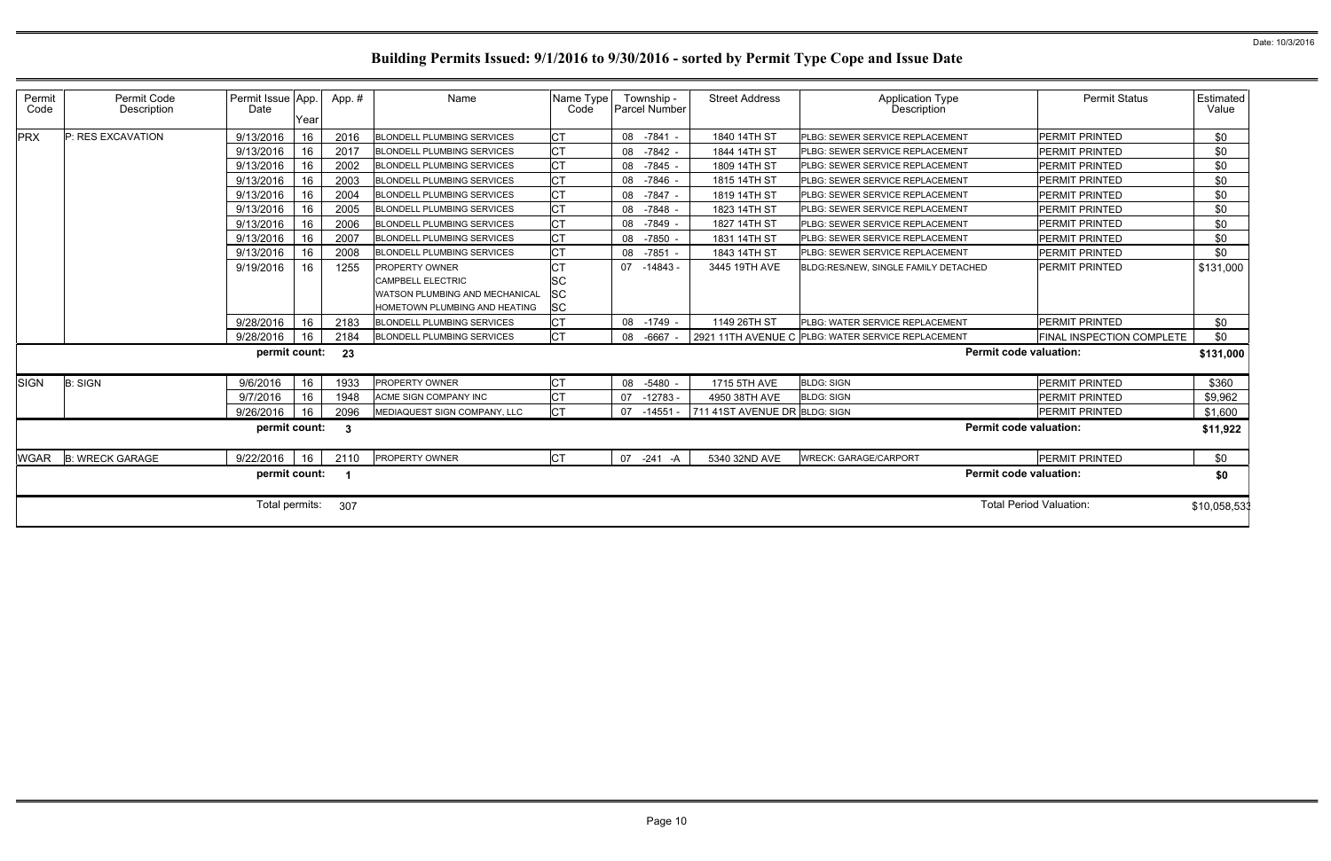Date: 10/3/2016

# Building Permits Issued: 9/1/2016 to 9/30/2016 - sorted by Permit Type Cope and Issue Date

| Permit Code | Permit Code Description | Permit Issue Date | App. Year | App. # | Name | Name Type Code | Township - Parcel Number | Street Address | Application Type Description | Permit Status | Estimated Value |
|---|---|---|---|---|---|---|---|---|---|---|---|
| PRX | P: RES EXCAVATION | 9/13/2016 | 16 | 2016 | BLONDELL PLUMBING SERVICES | CT | 08 -7841 - | 1840 14TH ST | PLBG: SEWER SERVICE REPLACEMENT | PERMIT PRINTED | $0 |
| | | 9/13/2016 | 16 | 2017 | BLONDELL PLUMBING SERVICES | CT | 08 -7842 - | 1844 14TH ST | PLBG: SEWER SERVICE REPLACEMENT | PERMIT PRINTED | $0 |
| | | 9/13/2016 | 16 | 2002 | BLONDELL PLUMBING SERVICES | CT | 08 -7845 - | 1809 14TH ST | PLBG: SEWER SERVICE REPLACEMENT | PERMIT PRINTED | $0 |
| | | 9/13/2016 | 16 | 2003 | BLONDELL PLUMBING SERVICES | CT | 08 -7846 - | 1815 14TH ST | PLBG: SEWER SERVICE REPLACEMENT | PERMIT PRINTED | $0 |
| | | 9/13/2016 | 16 | 2004 | BLONDELL PLUMBING SERVICES | CT | 08 -7847 - | 1819 14TH ST | PLBG: SEWER SERVICE REPLACEMENT | PERMIT PRINTED | $0 |
| | | 9/13/2016 | 16 | 2005 | BLONDELL PLUMBING SERVICES | CT | 08 -7848 - | 1823 14TH ST | PLBG: SEWER SERVICE REPLACEMENT | PERMIT PRINTED | $0 |
| | | 9/13/2016 | 16 | 2006 | BLONDELL PLUMBING SERVICES | CT | 08 -7849 - | 1827 14TH ST | PLBG: SEWER SERVICE REPLACEMENT | PERMIT PRINTED | $0 |
| | | 9/13/2016 | 16 | 2007 | BLONDELL PLUMBING SERVICES | CT | 08 -7850 - | 1831 14TH ST | PLBG: SEWER SERVICE REPLACEMENT | PERMIT PRINTED | $0 |
| | | 9/13/2016 | 16 | 2008 | BLONDELL PLUMBING SERVICES | CT | 08 -7851 - | 1843 14TH ST | PLBG: SEWER SERVICE REPLACEMENT | PERMIT PRINTED | $0 |
| | | 9/19/2016 | 16 | 1255 | PROPERTY OWNER<br>CAMPBELL ELECTRIC<br>WATSON PLUMBING AND MECHANICAL<br>HOMETOWN PLUMBING AND HEATING | CT<br>SC<br>SC<br>SC | 07 -14843 - | 3445 19TH AVE | BLDG:RES/NEW, SINGLE FAMILY DETACHED | PERMIT PRINTED | $131,000 |
| | | 9/28/2016 | 16 | 2183 | BLONDELL PLUMBING SERVICES | CT | 08 -1749 - | 1149 26TH ST | PLBG: WATER SERVICE REPLACEMENT | PERMIT PRINTED | $0 |
| | | 9/28/2016 | 16 | 2184 | BLONDELL PLUMBING SERVICES | CT | 08 -6667 - | 2921 11TH AVENUE C | PLBG: WATER SERVICE REPLACEMENT | FINAL INSPECTION COMPLETE | $0 |
| | | **permit count:** | | **23** | | | | | | **Permit code valuation:** | **$131,000** |
| SIGN | B: SIGN | 9/6/2016 | 16 | 1933 | PROPERTY OWNER | CT | 08 -5480 - | 1715 5TH AVE | BLDG: SIGN | PERMIT PRINTED | $360 |
| | | 9/7/2016 | 16 | 1948 | ACME SIGN COMPANY INC | CT | 07 -12783 - | 4950 38TH AVE | BLDG: SIGN | PERMIT PRINTED | $9,962 |
| | | 9/26/2016 | 16 | 2096 | MEDIAQUEST SIGN COMPANY, LLC | CT | 07 -14551 - | 711 41ST AVENUE DR | BLDG: SIGN | PERMIT PRINTED | $1,600 |
| | | **permit count:** | | **3** | | | | | | **Permit code valuation:** | **$11,922** |
| WGAR | B: WRECK GARAGE | 9/22/2016 | 16 | 2110 | PROPERTY OWNER | CT | 07 -241 -A | 5340 32ND AVE | WRECK: GARAGE/CARPORT | PERMIT PRINTED | $0 |
| | | **permit count:** | | **1** | | | | | | **Permit code valuation:** | **$0** |
| | | Total permits: | | 307 | | | | | | Total Period Valuation: | $10,058,533 |